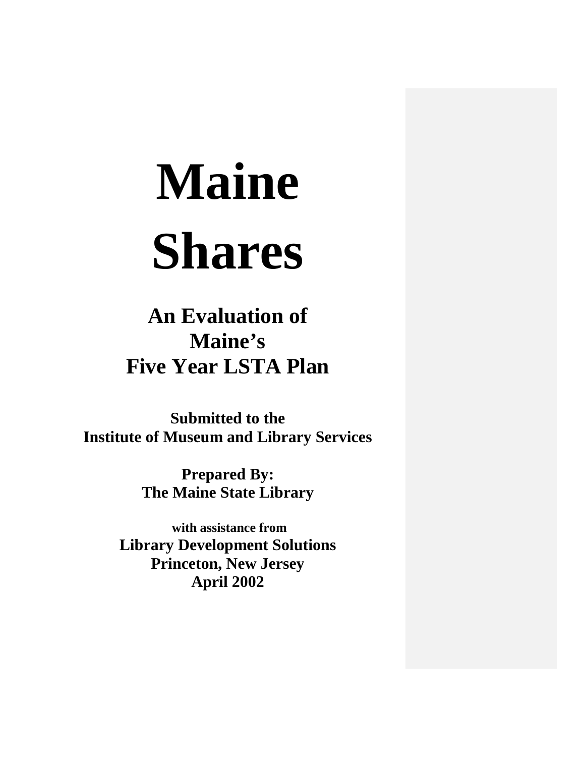# Maine Shares

## An Evaluation of Maine's Five Year LSTA Plan

**Submitted to the**
**Institute of Museum and Library Services**

**Prepared By:**
**The Maine State Library**

**with assistance from**
**Library Development Solutions**
**Princeton, New Jersey**
**April 2002**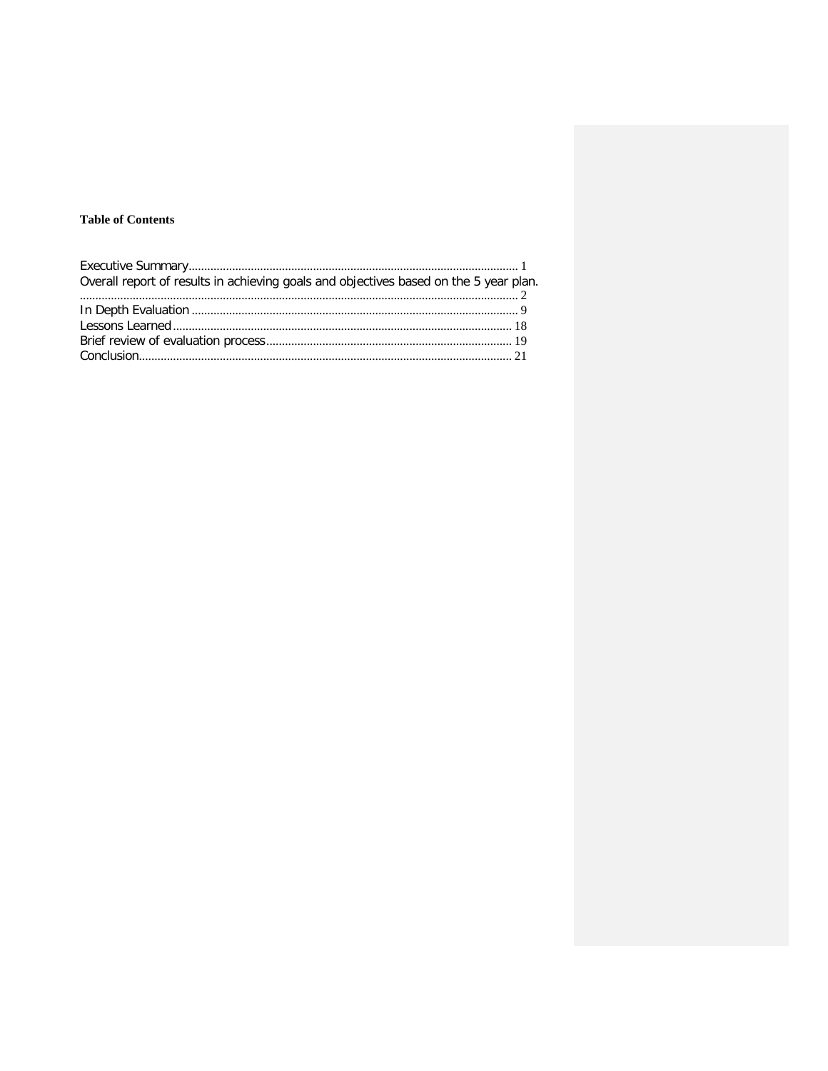**Table of Contents**

Executive Summary........................................................................................................ 1
Overall report of results in achieving goals and objectives based on the 5 year plan. ........................................................................................................................................ 2
In Depth Evaluation ........................................................................................................ 9
Lessons Learned............................................................................................................ 18
Brief review of evaluation process.............................................................................. 19
Conclusion...................................................................................................................... 21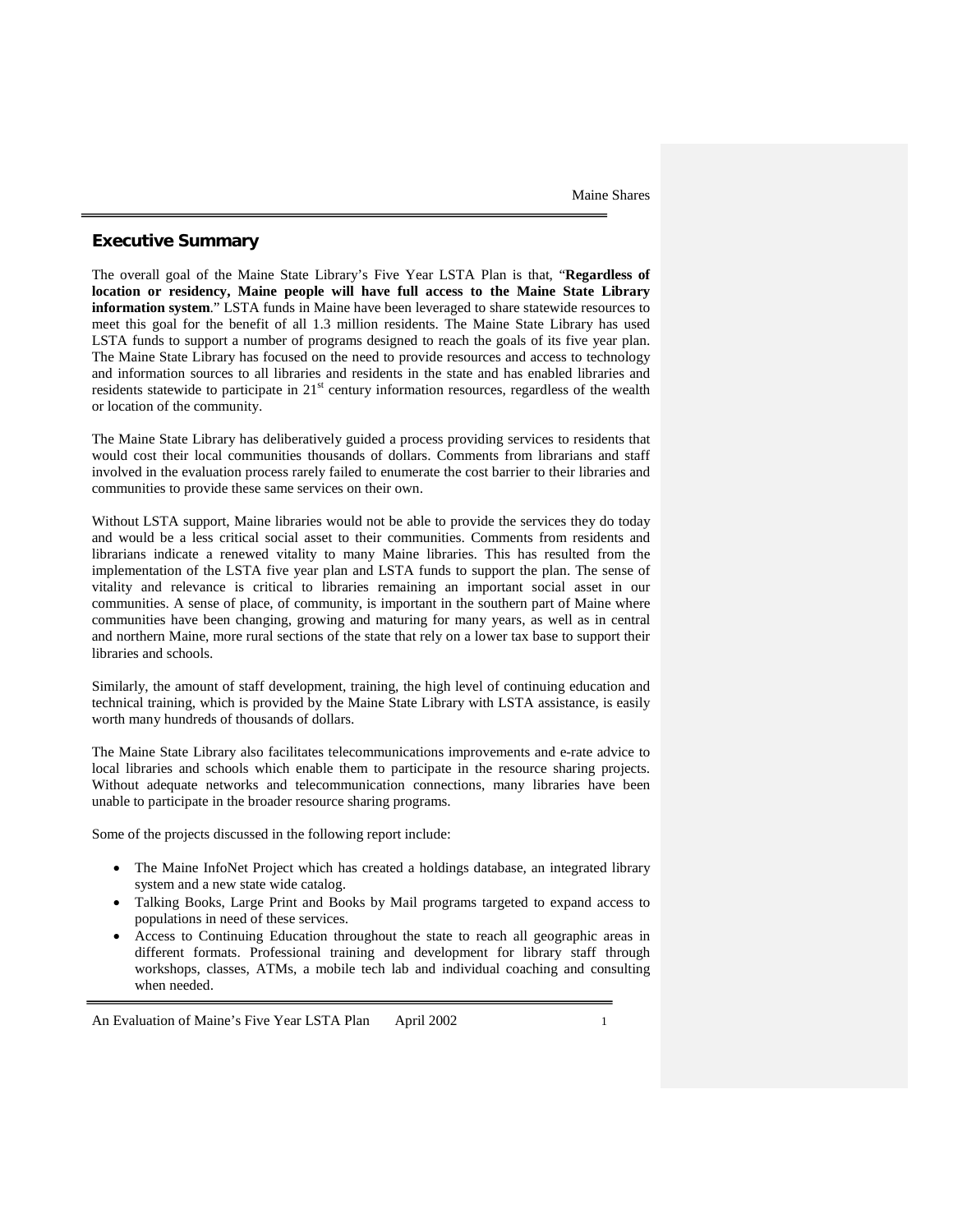## Executive Summary

The overall goal of the Maine State Library's Five Year LSTA Plan is that, "**Regardless of location or residency, Maine people will have full access to the Maine State Library information system**." LSTA funds in Maine have been leveraged to share statewide resources to meet this goal for the benefit of all 1.3 million residents. The Maine State Library has used LSTA funds to support a number of programs designed to reach the goals of its five year plan. The Maine State Library has focused on the need to provide resources and access to technology and information sources to all libraries and residents in the state and has enabled libraries and residents statewide to participate in 21st century information resources, regardless of the wealth or location of the community.

The Maine State Library has deliberatively guided a process providing services to residents that would cost their local communities thousands of dollars. Comments from librarians and staff involved in the evaluation process rarely failed to enumerate the cost barrier to their libraries and communities to provide these same services on their own.

Without LSTA support, Maine libraries would not be able to provide the services they do today and would be a less critical social asset to their communities. Comments from residents and librarians indicate a renewed vitality to many Maine libraries. This has resulted from the implementation of the LSTA five year plan and LSTA funds to support the plan. The sense of vitality and relevance is critical to libraries remaining an important social asset in our communities. A sense of place, of community, is important in the southern part of Maine where communities have been changing, growing and maturing for many years, as well as in central and northern Maine, more rural sections of the state that rely on a lower tax base to support their libraries and schools.

Similarly, the amount of staff development, training, the high level of continuing education and technical training, which is provided by the Maine State Library with LSTA assistance, is easily worth many hundreds of thousands of dollars.

The Maine State Library also facilitates telecommunications improvements and e-rate advice to local libraries and schools which enable them to participate in the resource sharing projects. Without adequate networks and telecommunication connections, many libraries have been unable to participate in the broader resource sharing programs.

Some of the projects discussed in the following report include:

- The Maine InfoNet Project which has created a holdings database, an integrated library system and a new state wide catalog.
- Talking Books, Large Print and Books by Mail programs targeted to expand access to populations in need of these services.
- Access to Continuing Education throughout the state to reach all geographic areas in different formats. Professional training and development for library staff through workshops, classes, ATMs, a mobile tech lab and individual coaching and consulting when needed.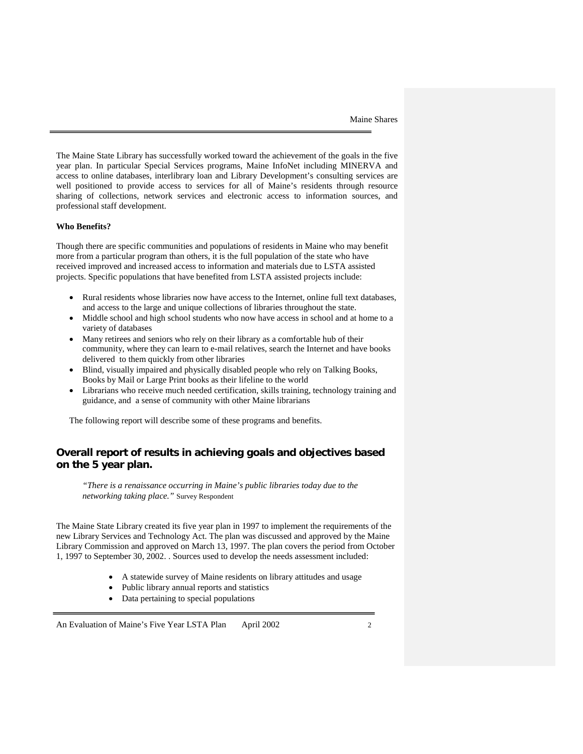The Maine State Library has successfully worked toward the achievement of the goals in the five year plan. In particular Special Services programs, Maine InfoNet including MINERVA and access to online databases, interlibrary loan and Library Development's consulting services are well positioned to provide access to services for all of Maine's residents through resource sharing of collections, network services and electronic access to information sources, and professional staff development.

**Who Benefits?**

Though there are specific communities and populations of residents in Maine who may benefit more from a particular program than others, it is the full population of the state who have received improved and increased access to information and materials due to LSTA assisted projects. Specific populations that have benefited from LSTA assisted projects include:

- Rural residents whose libraries now have access to the Internet, online full text databases, and access to the large and unique collections of libraries throughout the state.
- Middle school and high school students who now have access in school and at home to a variety of databases
- Many retirees and seniors who rely on their library as a comfortable hub of their community, where they can learn to e-mail relatives, search the Internet and have books delivered to them quickly from other libraries
- Blind, visually impaired and physically disabled people who rely on Talking Books, Books by Mail or Large Print books as their lifeline to the world
- Librarians who receive much needed certification, skills training, technology training and guidance, and a sense of community with other Maine librarians

The following report will describe some of these programs and benefits.

## Overall report of results in achieving goals and objectives based on the 5 year plan.

> *"There is a renaissance occurring in Maine's public libraries today due to the networking taking place."* Survey Respondent

The Maine State Library created its five year plan in 1997 to implement the requirements of the new Library Services and Technology Act. The plan was discussed and approved by the Maine Library Commission and approved on March 13, 1997. The plan covers the period from October 1, 1997 to September 30, 2002. . Sources used to develop the needs assessment included:

- A statewide survey of Maine residents on library attitudes and usage
- Public library annual reports and statistics
- Data pertaining to special populations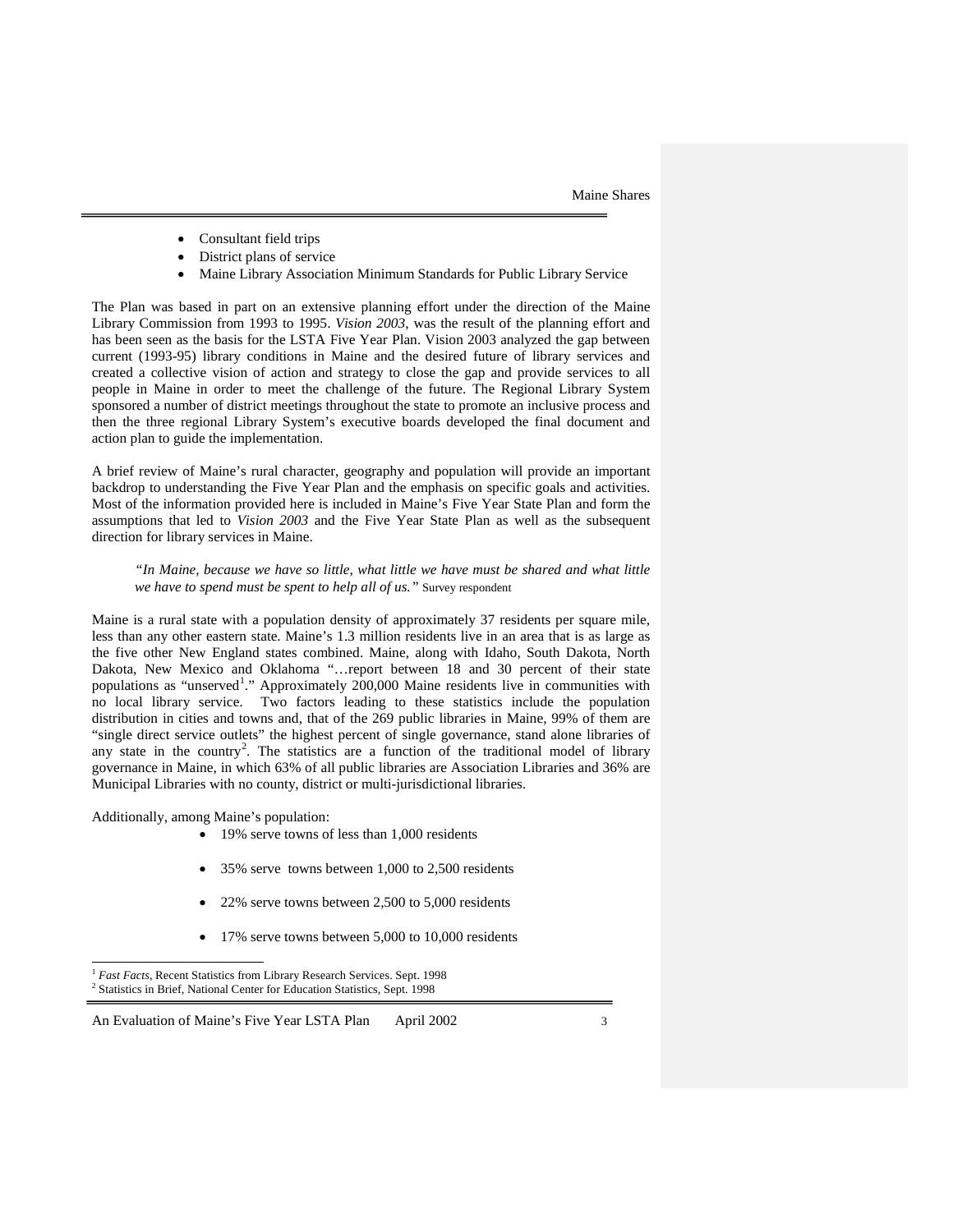- Consultant field trips
- District plans of service
- Maine Library Association Minimum Standards for Public Library Service

The Plan was based in part on an extensive planning effort under the direction of the Maine Library Commission from 1993 to 1995. *Vision 2003*, was the result of the planning effort and has been seen as the basis for the LSTA Five Year Plan. Vision 2003 analyzed the gap between current (1993-95) library conditions in Maine and the desired future of library services and created a collective vision of action and strategy to close the gap and provide services to all people in Maine in order to meet the challenge of the future. The Regional Library System sponsored a number of district meetings throughout the state to promote an inclusive process and then the three regional Library System's executive boards developed the final document and action plan to guide the implementation.

A brief review of Maine's rural character, geography and population will provide an important backdrop to understanding the Five Year Plan and the emphasis on specific goals and activities. Most of the information provided here is included in Maine's Five Year State Plan and form the assumptions that led to *Vision 2003* and the Five Year State Plan as well as the subsequent direction for library services in Maine.

> *"In Maine, because we have so little, what little we have must be shared and what little we have to spend must be spent to help all of us."* Survey respondent

Maine is a rural state with a population density of approximately 37 residents per square mile, less than any other eastern state. Maine's 1.3 million residents live in an area that is as large as the five other New England states combined. Maine, along with Idaho, South Dakota, North Dakota, New Mexico and Oklahoma "…report between 18 and 30 percent of their state populations as "unserved[1]." Approximately 200,000 Maine residents live in communities with no local library service. Two factors leading to these statistics include the population distribution in cities and towns and, that of the 269 public libraries in Maine, 99% of them are "single direct service outlets" the highest percent of single governance, stand alone libraries of any state in the country[2]. The statistics are a function of the traditional model of library governance in Maine, in which 63% of all public libraries are Association Libraries and 36% are Municipal Libraries with no county, district or multi-jurisdictional libraries.

Additionally, among Maine's population:

- 19% serve towns of less than 1,000 residents
- 35% serve towns between 1,000 to 2,500 residents
- 22% serve towns between 2,500 to 5,000 residents
- 17% serve towns between 5,000 to 10,000 residents

[1] *Fast Facts*, Recent Statistics from Library Research Services. Sept. 1998
[2] Statistics in Brief, National Center for Education Statistics, Sept. 1998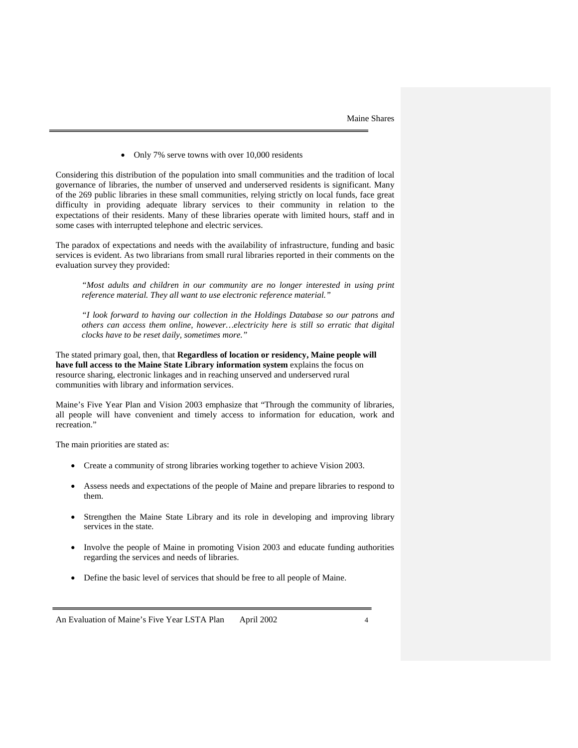- Only 7% serve towns with over 10,000 residents

Considering this distribution of the population into small communities and the tradition of local governance of libraries, the number of unserved and underserved residents is significant. Many of the 269 public libraries in these small communities, relying strictly on local funds, face great difficulty in providing adequate library services to their community in relation to the expectations of their residents. Many of these libraries operate with limited hours, staff and in some cases with interrupted telephone and electric services.

The paradox of expectations and needs with the availability of infrastructure, funding and basic services is evident. As two librarians from small rural libraries reported in their comments on the evaluation survey they provided:

> *"Most adults and children in our community are no longer interested in using print reference material. They all want to use electronic reference material."*
>
> *"I look forward to having our collection in the Holdings Database so our patrons and others can access them online, however…electricity here is still so erratic that digital clocks have to be reset daily, sometimes more."*

The stated primary goal, then, that **Regardless of location or residency, Maine people will have full access to the Maine State Library information system** explains the focus on resource sharing, electronic linkages and in reaching unserved and underserved rural communities with library and information services.

Maine's Five Year Plan and Vision 2003 emphasize that "Through the community of libraries, all people will have convenient and timely access to information for education, work and recreation."

The main priorities are stated as:

- Create a community of strong libraries working together to achieve Vision 2003.
- Assess needs and expectations of the people of Maine and prepare libraries to respond to them.
- Strengthen the Maine State Library and its role in developing and improving library services in the state.
- Involve the people of Maine in promoting Vision 2003 and educate funding authorities regarding the services and needs of libraries.
- Define the basic level of services that should be free to all people of Maine.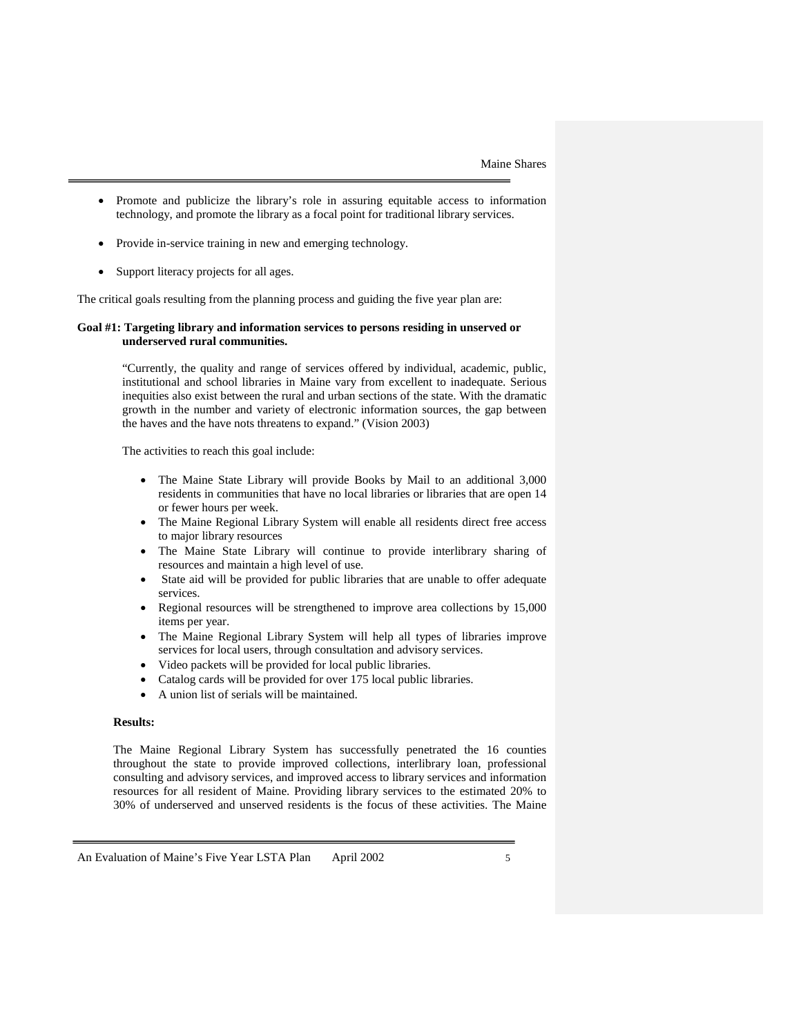- Promote and publicize the library's role in assuring equitable access to information technology, and promote the library as a focal point for traditional library services.

- Provide in-service training in new and emerging technology.

- Support literacy projects for all ages.

The critical goals resulting from the planning process and guiding the five year plan are:

**Goal #1: Targeting library and information services to persons residing in unserved or underserved rural communities.**

"Currently, the quality and range of services offered by individual, academic, public, institutional and school libraries in Maine vary from excellent to inadequate. Serious inequities also exist between the rural and urban sections of the state. With the dramatic growth in the number and variety of electronic information sources, the gap between the haves and the have nots threatens to expand." (Vision 2003)

The activities to reach this goal include:

- The Maine State Library will provide Books by Mail to an additional 3,000 residents in communities that have no local libraries or libraries that are open 14 or fewer hours per week.
- The Maine Regional Library System will enable all residents direct free access to major library resources
- The Maine State Library will continue to provide interlibrary sharing of resources and maintain a high level of use.
- State aid will be provided for public libraries that are unable to offer adequate services.
- Regional resources will be strengthened to improve area collections by 15,000 items per year.
- The Maine Regional Library System will help all types of libraries improve services for local users, through consultation and advisory services.
- Video packets will be provided for local public libraries.
- Catalog cards will be provided for over 175 local public libraries.
- A union list of serials will be maintained.

**Results:**

The Maine Regional Library System has successfully penetrated the 16 counties throughout the state to provide improved collections, interlibrary loan, professional consulting and advisory services, and improved access to library services and information resources for all resident of Maine. Providing library services to the estimated 20% to 30% of underserved and unserved residents is the focus of these activities. The Maine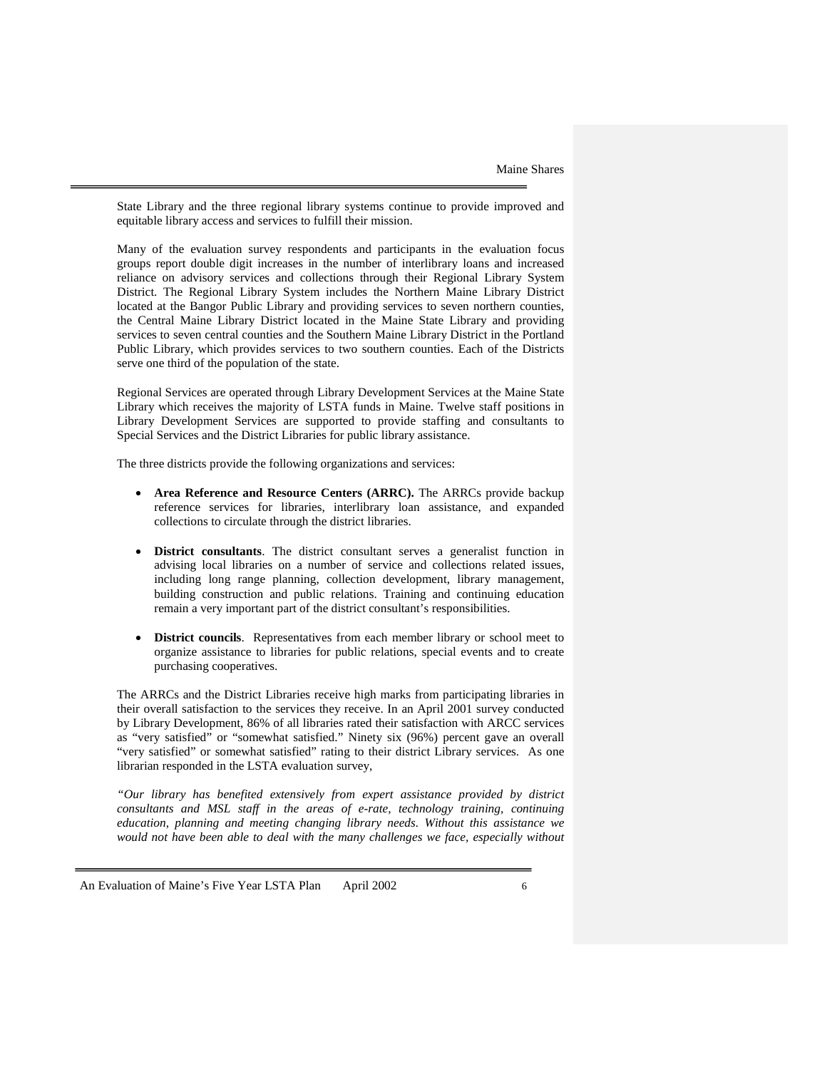State Library and the three regional library systems continue to provide improved and equitable library access and services to fulfill their mission.

Many of the evaluation survey respondents and participants in the evaluation focus groups report double digit increases in the number of interlibrary loans and increased reliance on advisory services and collections through their Regional Library System District. The Regional Library System includes the Northern Maine Library District located at the Bangor Public Library and providing services to seven northern counties, the Central Maine Library District located in the Maine State Library and providing services to seven central counties and the Southern Maine Library District in the Portland Public Library, which provides services to two southern counties. Each of the Districts serve one third of the population of the state.

Regional Services are operated through Library Development Services at the Maine State Library which receives the majority of LSTA funds in Maine. Twelve staff positions in Library Development Services are supported to provide staffing and consultants to Special Services and the District Libraries for public library assistance.

The three districts provide the following organizations and services:

- **Area Reference and Resource Centers (ARRC).** The ARRCs provide backup reference services for libraries, interlibrary loan assistance, and expanded collections to circulate through the district libraries.
- **District consultants**. The district consultant serves a generalist function in advising local libraries on a number of service and collections related issues, including long range planning, collection development, library management, building construction and public relations. Training and continuing education remain a very important part of the district consultant's responsibilities.
- **District councils**. Representatives from each member library or school meet to organize assistance to libraries for public relations, special events and to create purchasing cooperatives.

The ARRCs and the District Libraries receive high marks from participating libraries in their overall satisfaction to the services they receive. In an April 2001 survey conducted by Library Development, 86% of all libraries rated their satisfaction with ARCC services as "very satisfied" or "somewhat satisfied." Ninety six (96%) percent gave an overall "very satisfied" or somewhat satisfied" rating to their district Library services. As one librarian responded in the LSTA evaluation survey,

*"Our library has benefited extensively from expert assistance provided by district consultants and MSL staff in the areas of e-rate, technology training, continuing education, planning and meeting changing library needs. Without this assistance we would not have been able to deal with the many challenges we face, especially without*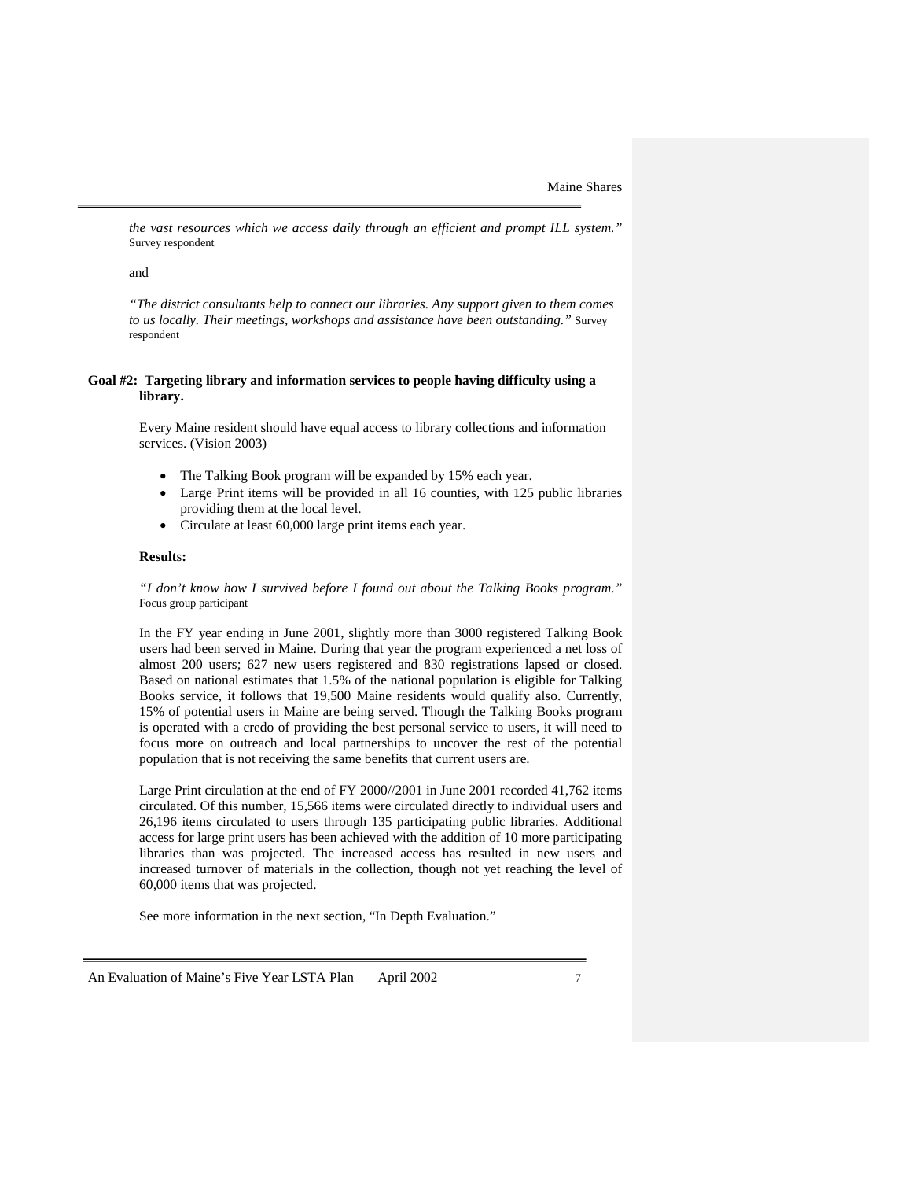*the vast resources which we access daily through an efficient and prompt ILL system."* Survey respondent

and

*"The district consultants help to connect our libraries. Any support given to them comes to us locally. Their meetings, workshops and assistance have been outstanding."* Survey respondent

**Goal #2: Targeting library and information services to people having difficulty using a library.**

Every Maine resident should have equal access to library collections and information services. (Vision 2003)

- The Talking Book program will be expanded by 15% each year.
- Large Print items will be provided in all 16 counties, with 125 public libraries providing them at the local level.
- Circulate at least 60,000 large print items each year.

**Results:**

*"I don't know how I survived before I found out about the Talking Books program."* Focus group participant

In the FY year ending in June 2001, slightly more than 3000 registered Talking Book users had been served in Maine. During that year the program experienced a net loss of almost 200 users; 627 new users registered and 830 registrations lapsed or closed. Based on national estimates that 1.5% of the national population is eligible for Talking Books service, it follows that 19,500 Maine residents would qualify also. Currently, 15% of potential users in Maine are being served. Though the Talking Books program is operated with a credo of providing the best personal service to users, it will need to focus more on outreach and local partnerships to uncover the rest of the potential population that is not receiving the same benefits that current users are.

Large Print circulation at the end of FY 2000//2001 in June 2001 recorded 41,762 items circulated. Of this number, 15,566 items were circulated directly to individual users and 26,196 items circulated to users through 135 participating public libraries. Additional access for large print users has been achieved with the addition of 10 more participating libraries than was projected. The increased access has resulted in new users and increased turnover of materials in the collection, though not yet reaching the level of 60,000 items that was projected.

See more information in the next section, "In Depth Evaluation."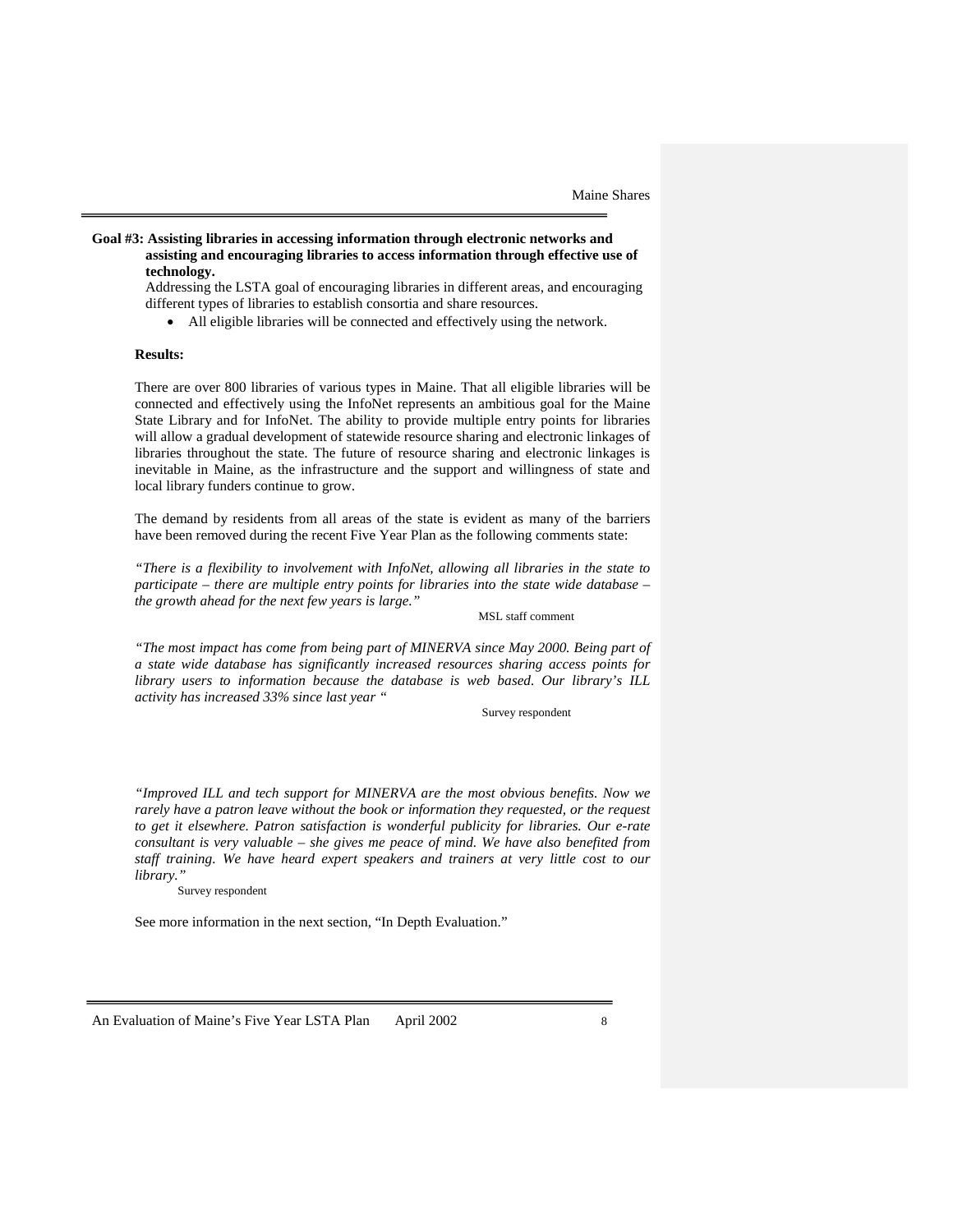**Goal #3: Assisting libraries in accessing information through electronic networks and assisting and encouraging libraries to access information through effective use of technology.**

Addressing the LSTA goal of encouraging libraries in different areas, and encouraging different types of libraries to establish consortia and share resources.

- All eligible libraries will be connected and effectively using the network.

**Results:**

There are over 800 libraries of various types in Maine. That all eligible libraries will be connected and effectively using the InfoNet represents an ambitious goal for the Maine State Library and for InfoNet. The ability to provide multiple entry points for libraries will allow a gradual development of statewide resource sharing and electronic linkages of libraries throughout the state. The future of resource sharing and electronic linkages is inevitable in Maine, as the infrastructure and the support and willingness of state and local library funders continue to grow.

The demand by residents from all areas of the state is evident as many of the barriers have been removed during the recent Five Year Plan as the following comments state:

*"There is a flexibility to involvement with InfoNet, allowing all libraries in the state to participate – there are multiple entry points for libraries into the state wide database – the growth ahead for the next few years is large."*

MSL staff comment

*"The most impact has come from being part of MINERVA since May 2000. Being part of a state wide database has significantly increased resources sharing access points for library users to information because the database is web based. Our library's ILL activity has increased 33% since last year "*

Survey respondent

*"Improved ILL and tech support for MINERVA are the most obvious benefits. Now we rarely have a patron leave without the book or information they requested, or the request to get it elsewhere. Patron satisfaction is wonderful publicity for libraries. Our e-rate consultant is very valuable – she gives me peace of mind. We have also benefited from staff training. We have heard expert speakers and trainers at very little cost to our library."*

Survey respondent

See more information in the next section, "In Depth Evaluation."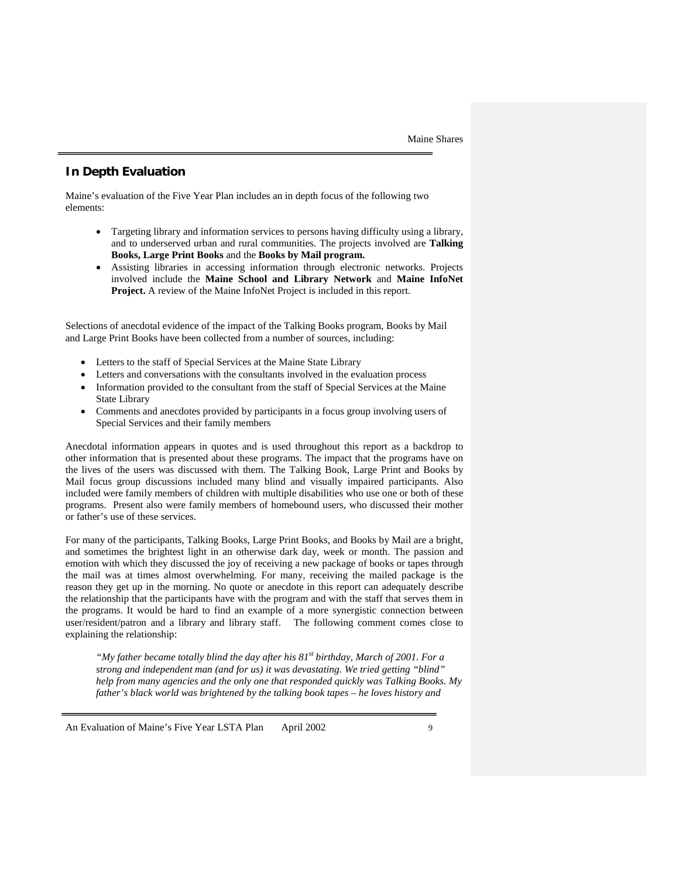## In Depth Evaluation

Maine's evaluation of the Five Year Plan includes an in depth focus of the following two elements:

- Targeting library and information services to persons having difficulty using a library, and to underserved urban and rural communities. The projects involved are **Talking Books, Large Print Books** and the **Books by Mail program.**
- Assisting libraries in accessing information through electronic networks. Projects involved include the **Maine School and Library Network** and **Maine InfoNet Project.** A review of the Maine InfoNet Project is included in this report.

Selections of anecdotal evidence of the impact of the Talking Books program, Books by Mail and Large Print Books have been collected from a number of sources, including:

- Letters to the staff of Special Services at the Maine State Library
- Letters and conversations with the consultants involved in the evaluation process
- Information provided to the consultant from the staff of Special Services at the Maine State Library
- Comments and anecdotes provided by participants in a focus group involving users of Special Services and their family members

Anecdotal information appears in quotes and is used throughout this report as a backdrop to other information that is presented about these programs. The impact that the programs have on the lives of the users was discussed with them. The Talking Book, Large Print and Books by Mail focus group discussions included many blind and visually impaired participants. Also included were family members of children with multiple disabilities who use one or both of these programs. Present also were family members of homebound users, who discussed their mother or father's use of these services.

For many of the participants, Talking Books, Large Print Books, and Books by Mail are a bright, and sometimes the brightest light in an otherwise dark day, week or month. The passion and emotion with which they discussed the joy of receiving a new package of books or tapes through the mail was at times almost overwhelming. For many, receiving the mailed package is the reason they get up in the morning. No quote or anecdote in this report can adequately describe the relationship that the participants have with the program and with the staff that serves them in the programs. It would be hard to find an example of a more synergistic connection between user/resident/patron and a library and library staff. The following comment comes close to explaining the relationship:

> *"My father became totally blind the day after his 81st birthday, March of 2001. For a strong and independent man (and for us) it was devastating. We tried getting "blind" help from many agencies and the only one that responded quickly was Talking Books. My father's black world was brightened by the talking book tapes – he loves history and*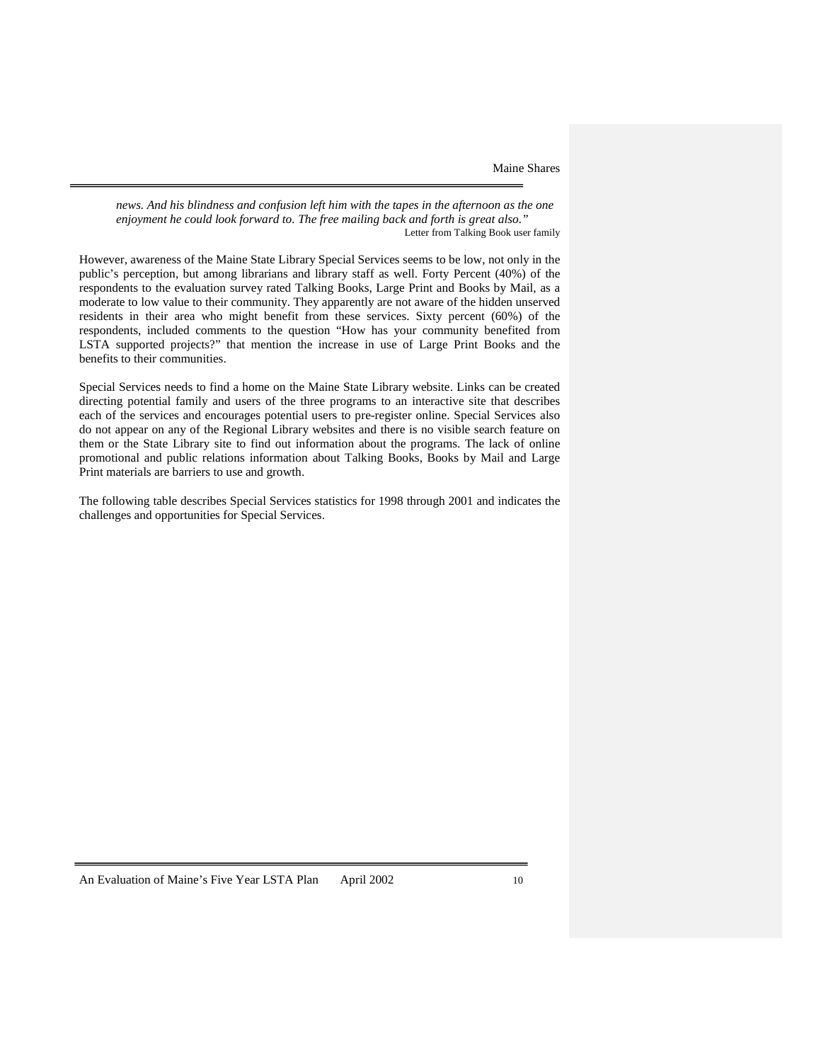*news. And his blindness and confusion left him with the tapes in the afternoon as the one enjoyment he could look forward to. The free mailing back and forth is great also."*

Letter from Talking Book user family

However, awareness of the Maine State Library Special Services seems to be low, not only in the public's perception, but among librarians and library staff as well. Forty Percent (40%) of the respondents to the evaluation survey rated Talking Books, Large Print and Books by Mail, as a moderate to low value to their community. They apparently are not aware of the hidden unserved residents in their area who might benefit from these services. Sixty percent (60%) of the respondents, included comments to the question "How has your community benefited from LSTA supported projects?" that mention the increase in use of Large Print Books and the benefits to their communities.

Special Services needs to find a home on the Maine State Library website. Links can be created directing potential family and users of the three programs to an interactive site that describes each of the services and encourages potential users to pre-register online. Special Services also do not appear on any of the Regional Library websites and there is no visible search feature on them or the State Library site to find out information about the programs. The lack of online promotional and public relations information about Talking Books, Books by Mail and Large Print materials are barriers to use and growth.

The following table describes Special Services statistics for 1998 through 2001 and indicates the challenges and opportunities for Special Services.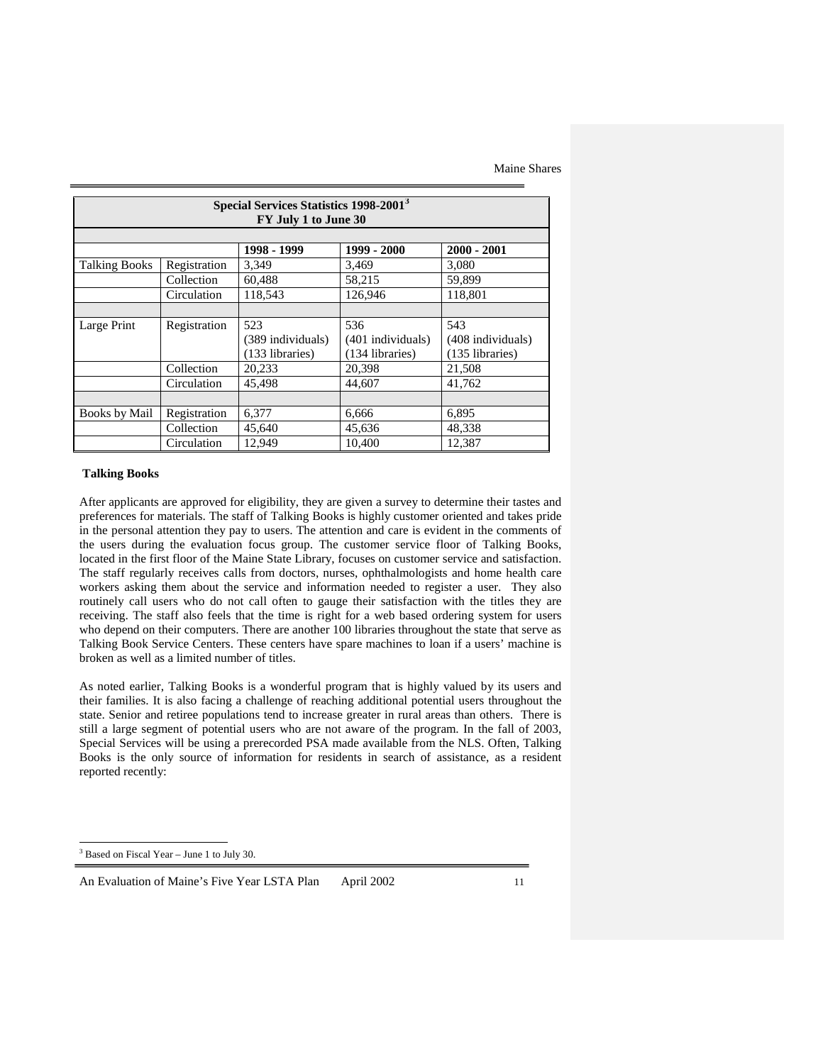| Special Services Statistics 1998-2001[3] FY July 1 to June 30 | | | | |
|---|---|---|---|---|
| | | 1998 - 1999 | 1999 - 2000 | 2000 - 2001 |
| Talking Books | Registration | 3,349 | 3,469 | 3,080 |
| | Collection | 60,488 | 58,215 | 59,899 |
| | Circulation | 118,543 | 126,946 | 118,801 |
| | | | | |
| Large Print | Registration | 523 (389 individuals) (133 libraries) | 536 (401 individuals) (134 libraries) | 543 (408 individuals) (135 libraries) |
| | Collection | 20,233 | 20,398 | 21,508 |
| | Circulation | 45,498 | 44,607 | 41,762 |
| | | | | |
| Books by Mail | Registration | 6,377 | 6,666 | 6,895 |
| | Collection | 45,640 | 45,636 | 48,338 |
| | Circulation | 12,949 | 10,400 | 12,387 |

**Talking Books**

After applicants are approved for eligibility, they are given a survey to determine their tastes and preferences for materials. The staff of Talking Books is highly customer oriented and takes pride in the personal attention they pay to users. The attention and care is evident in the comments of the users during the evaluation focus group. The customer service floor of Talking Books, located in the first floor of the Maine State Library, focuses on customer service and satisfaction. The staff regularly receives calls from doctors, nurses, ophthalmologists and home health care workers asking them about the service and information needed to register a user. They also routinely call users who do not call often to gauge their satisfaction with the titles they are receiving. The staff also feels that the time is right for a web based ordering system for users who depend on their computers. There are another 100 libraries throughout the state that serve as Talking Book Service Centers. These centers have spare machines to loan if a users' machine is broken as well as a limited number of titles.

As noted earlier, Talking Books is a wonderful program that is highly valued by its users and their families. It is also facing a challenge of reaching additional potential users throughout the state. Senior and retiree populations tend to increase greater in rural areas than others. There is still a large segment of potential users who are not aware of the program. In the fall of 2003, Special Services will be using a prerecorded PSA made available from the NLS. Often, Talking Books is the only source of information for residents in search of assistance, as a resident reported recently:

[3] Based on Fiscal Year – June 1 to July 30.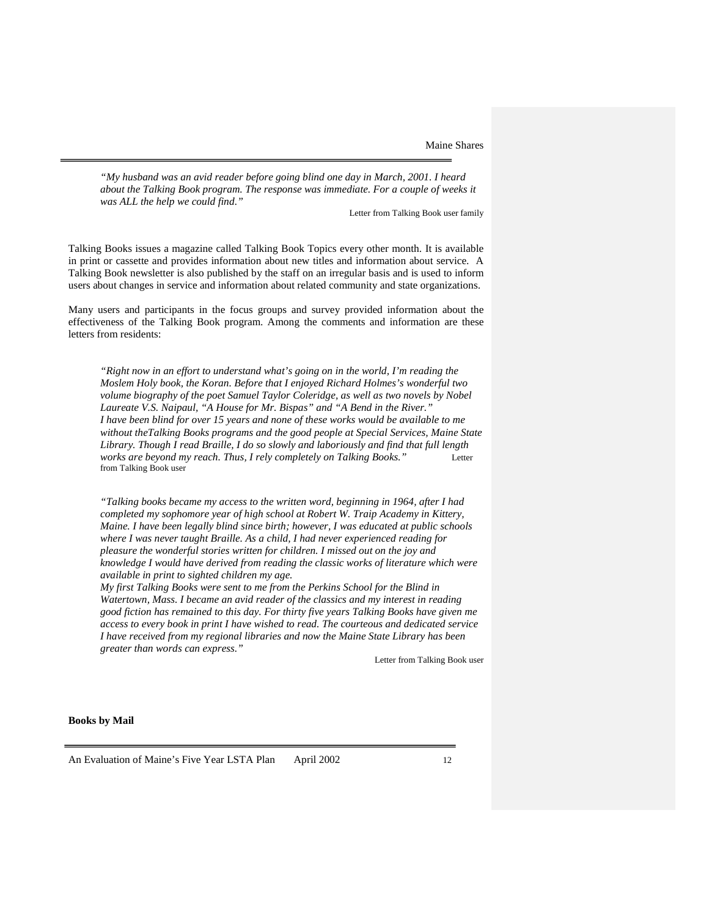*"My husband was an avid reader before going blind one day in March, 2001. I heard about the Talking Book program. The response was immediate. For a couple of weeks it was ALL the help we could find."*

Letter from Talking Book user family

Talking Books issues a magazine called Talking Book Topics every other month. It is available in print or cassette and provides information about new titles and information about service. A Talking Book newsletter is also published by the staff on an irregular basis and is used to inform users about changes in service and information about related community and state organizations.

Many users and participants in the focus groups and survey provided information about the effectiveness of the Talking Book program. Among the comments and information are these letters from residents:

*"Right now in an effort to understand what's going on in the world, I'm reading the Moslem Holy book, the Koran. Before that I enjoyed Richard Holmes's wonderful two volume biography of the poet Samuel Taylor Coleridge, as well as two novels by Nobel Laureate V.S. Naipaul, "A House for Mr. Bispas" and "A Bend in the River." I have been blind for over 15 years and none of these works would be available to me without theTalking Books programs and the good people at Special Services, Maine State Library. Though I read Braille, I do so slowly and laboriously and find that full length works are beyond my reach. Thus, I rely completely on Talking Books."*

Letter from Talking Book user

*"Talking books became my access to the written word, beginning in 1964, after I had completed my sophomore year of high school at Robert W. Traip Academy in Kittery, Maine. I have been legally blind since birth; however, I was educated at public schools where I was never taught Braille. As a child, I had never experienced reading for pleasure the wonderful stories written for children. I missed out on the joy and knowledge I would have derived from reading the classic works of literature which were available in print to sighted children my age.*
*My first Talking Books were sent to me from the Perkins School for the Blind in Watertown, Mass. I became an avid reader of the classics and my interest in reading good fiction has remained to this day. For thirty five years Talking Books have given me access to every book in print I have wished to read. The courteous and dedicated service I have received from my regional libraries and now the Maine State Library has been greater than words can express."*

Letter from Talking Book user

**Books by Mail**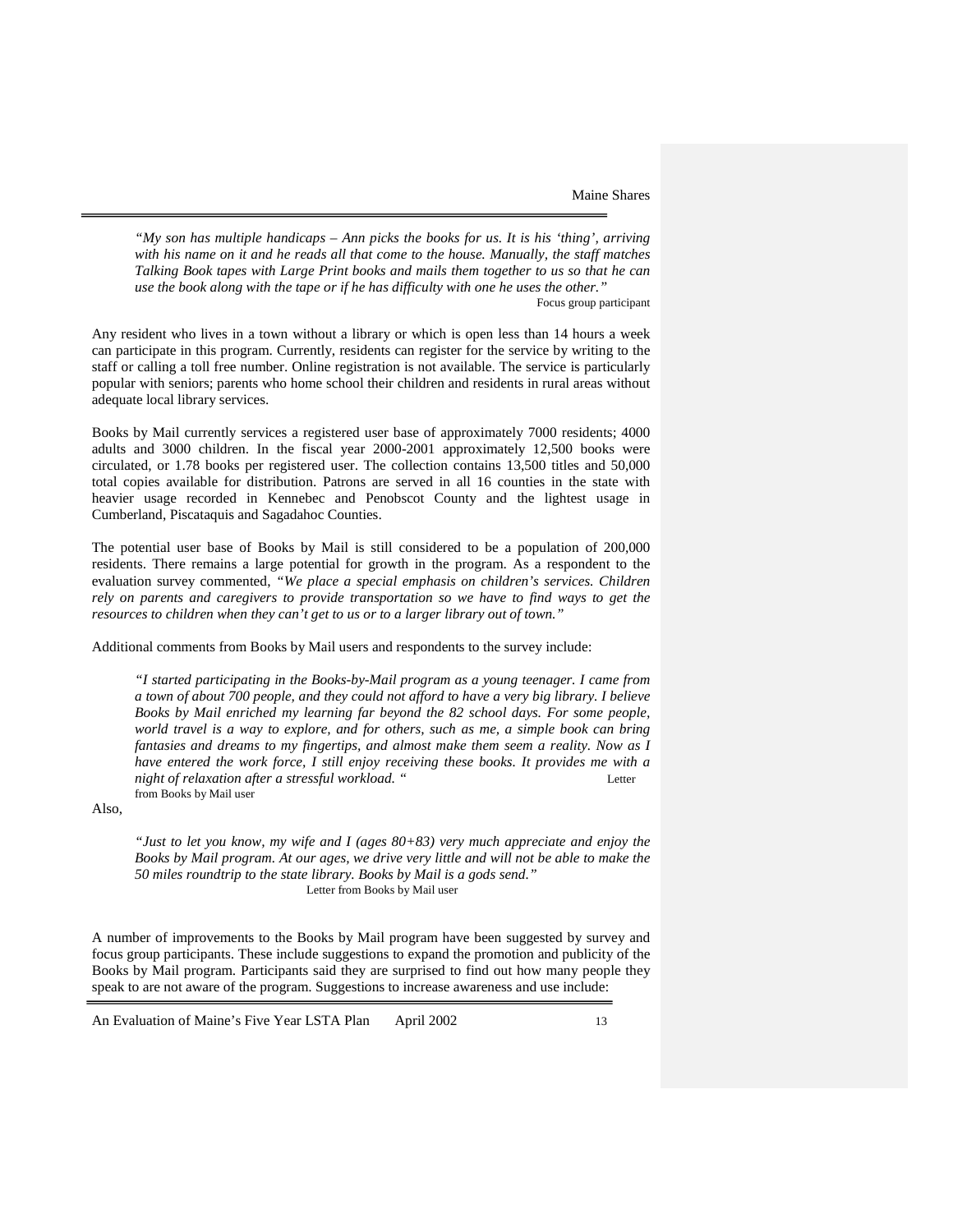> *"My son has multiple handicaps – Ann picks the books for us. It is his 'thing', arriving with his name on it and he reads all that come to the house. Manually, the staff matches Talking Book tapes with Large Print books and mails them together to us so that he can use the book along with the tape or if he has difficulty with one he uses the other."*
>
> Focus group participant

Any resident who lives in a town without a library or which is open less than 14 hours a week can participate in this program. Currently, residents can register for the service by writing to the staff or calling a toll free number. Online registration is not available. The service is particularly popular with seniors; parents who home school their children and residents in rural areas without adequate local library services.

Books by Mail currently services a registered user base of approximately 7000 residents; 4000 adults and 3000 children. In the fiscal year 2000-2001 approximately 12,500 books were circulated, or 1.78 books per registered user. The collection contains 13,500 titles and 50,000 total copies available for distribution. Patrons are served in all 16 counties in the state with heavier usage recorded in Kennebec and Penobscot County and the lightest usage in Cumberland, Piscataquis and Sagadahoc Counties.

The potential user base of Books by Mail is still considered to be a population of 200,000 residents. There remains a large potential for growth in the program. As a respondent to the evaluation survey commented, *"We place a special emphasis on children's services. Children rely on parents and caregivers to provide transportation so we have to find ways to get the resources to children when they can't get to us or to a larger library out of town."*

Additional comments from Books by Mail users and respondents to the survey include:

> *"I started participating in the Books-by-Mail program as a young teenager. I came from a town of about 700 people, and they could not afford to have a very big library. I believe Books by Mail enriched my learning far beyond the 82 school days. For some people, world travel is a way to explore, and for others, such as me, a simple book can bring fantasies and dreams to my fingertips, and almost make them seem a reality. Now as I have entered the work force, I still enjoy receiving these books. It provides me with a night of relaxation after a stressful workload. "*
>
> Letter from Books by Mail user

Also,

> *"Just to let you know, my wife and I (ages 80+83) very much appreciate and enjoy the Books by Mail program. At our ages, we drive very little and will not be able to make the 50 miles roundtrip to the state library. Books by Mail is a gods send."*
>
> Letter from Books by Mail user

A number of improvements to the Books by Mail program have been suggested by survey and focus group participants. These include suggestions to expand the promotion and publicity of the Books by Mail program. Participants said they are surprised to find out how many people they speak to are not aware of the program. Suggestions to increase awareness and use include: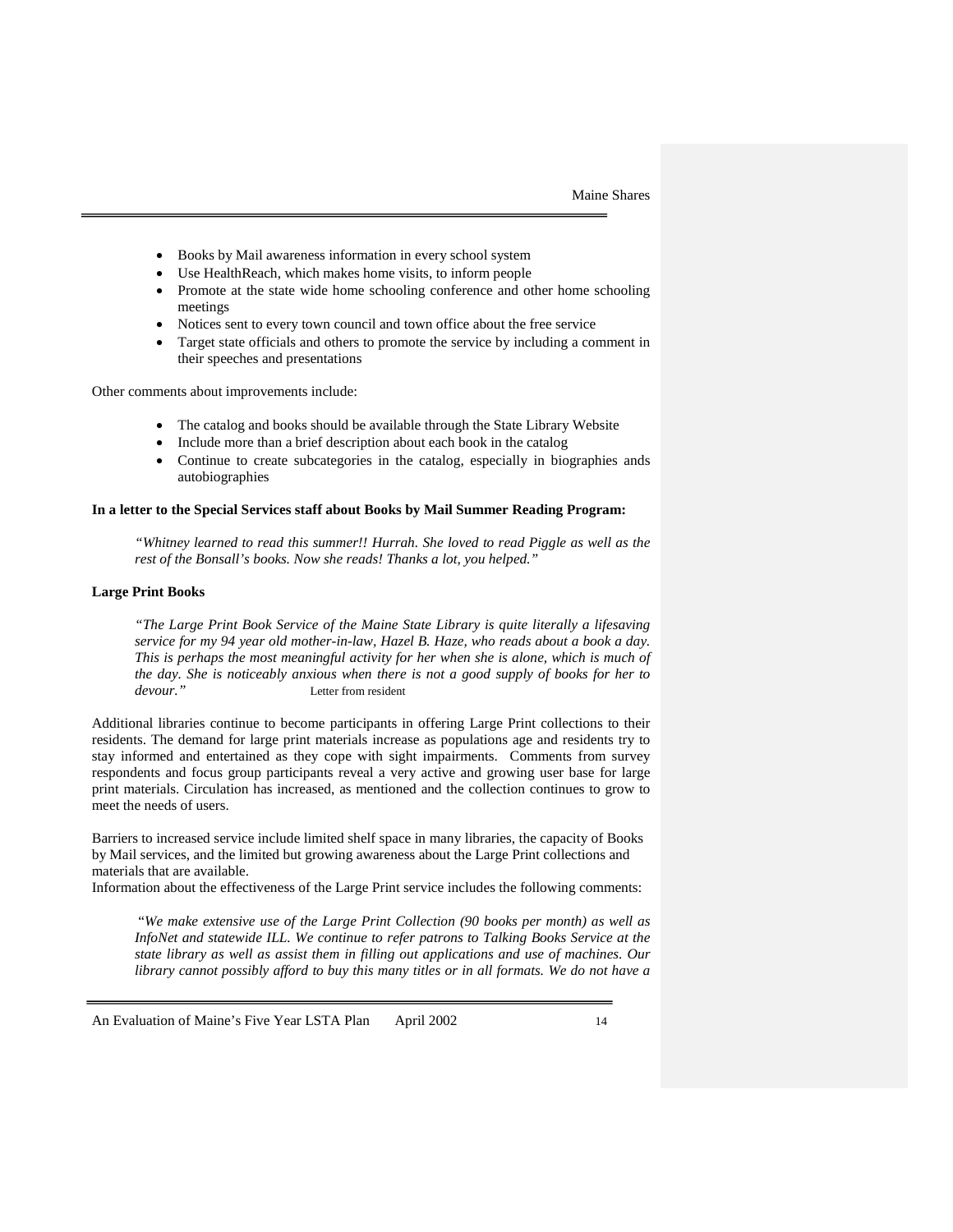- Books by Mail awareness information in every school system
- Use HealthReach, which makes home visits, to inform people
- Promote at the state wide home schooling conference and other home schooling meetings
- Notices sent to every town council and town office about the free service
- Target state officials and others to promote the service by including a comment in their speeches and presentations

Other comments about improvements include:

- The catalog and books should be available through the State Library Website
- Include more than a brief description about each book in the catalog
- Continue to create subcategories in the catalog, especially in biographies ands autobiographies

**In a letter to the Special Services staff about Books by Mail Summer Reading Program:**

> *"Whitney learned to read this summer!! Hurrah. She loved to read Piggle as well as the rest of the Bonsall's books. Now she reads! Thanks a lot, you helped."*

**Large Print Books**

> *"The Large Print Book Service of the Maine State Library is quite literally a lifesaving service for my 94 year old mother-in-law, Hazel B. Haze, who reads about a book a day. This is perhaps the most meaningful activity for her when she is alone, which is much of the day. She is noticeably anxious when there is not a good supply of books for her to devour."* Letter from resident

Additional libraries continue to become participants in offering Large Print collections to their residents. The demand for large print materials increase as populations age and residents try to stay informed and entertained as they cope with sight impairments. Comments from survey respondents and focus group participants reveal a very active and growing user base for large print materials. Circulation has increased, as mentioned and the collection continues to grow to meet the needs of users.

Barriers to increased service include limited shelf space in many libraries, the capacity of Books by Mail services, and the limited but growing awareness about the Large Print collections and materials that are available.

Information about the effectiveness of the Large Print service includes the following comments:

> *"We make extensive use of the Large Print Collection (90 books per month) as well as InfoNet and statewide ILL. We continue to refer patrons to Talking Books Service at the state library as well as assist them in filling out applications and use of machines. Our library cannot possibly afford to buy this many titles or in all formats. We do not have a*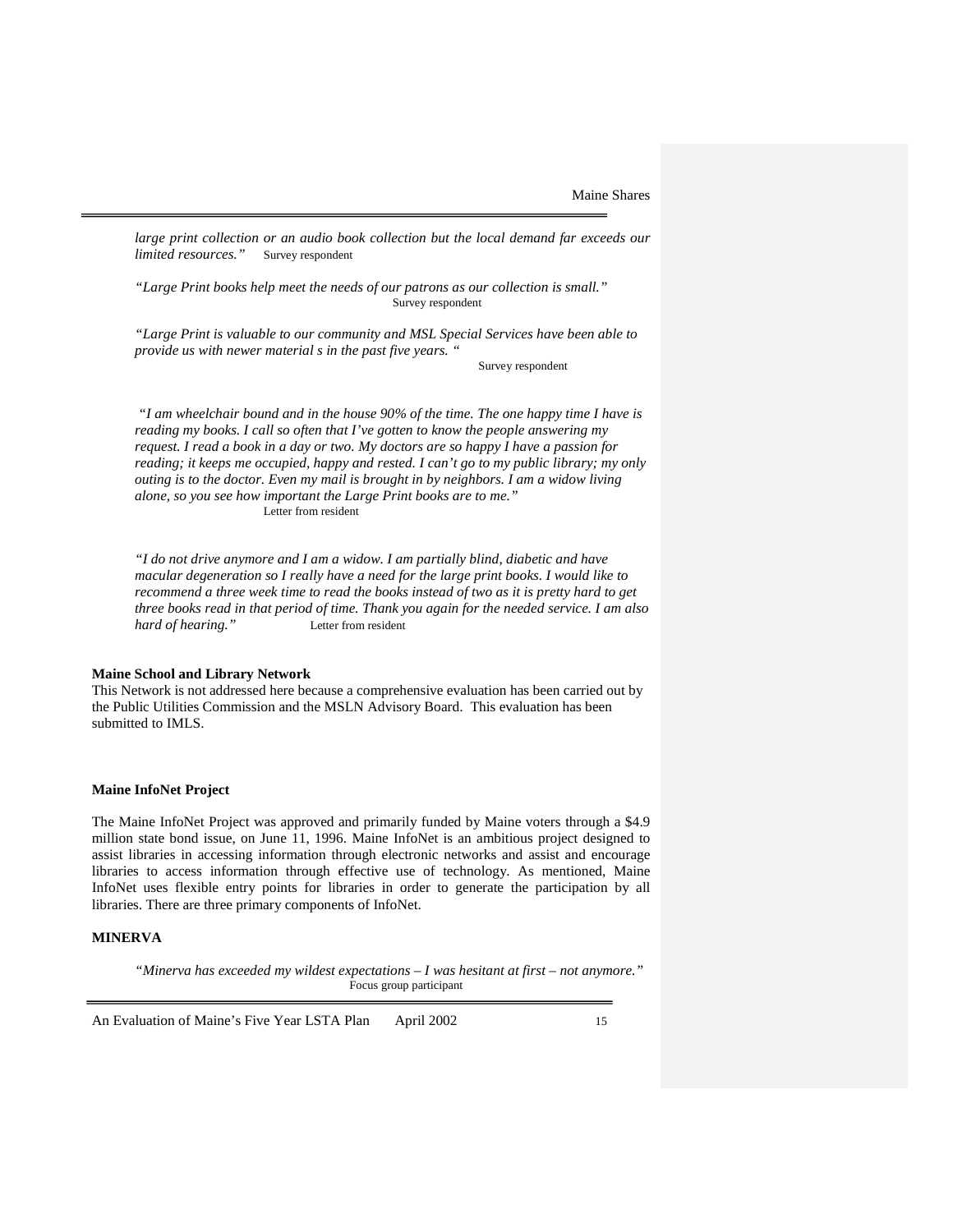*large print collection or an audio book collection but the local demand far exceeds our limited resources."* Survey respondent

*"Large Print books help meet the needs of our patrons as our collection is small."* Survey respondent

*"Large Print is valuable to our community and MSL Special Services have been able to provide us with newer material s in the past five years. "* Survey respondent

*"I am wheelchair bound and in the house 90% of the time. The one happy time I have is reading my books. I call so often that I've gotten to know the people answering my request. I read a book in a day or two. My doctors are so happy I have a passion for reading; it keeps me occupied, happy and rested. I can't go to my public library; my only outing is to the doctor. Even my mail is brought in by neighbors. I am a widow living alone, so you see how important the Large Print books are to me."* Letter from resident

*"I do not drive anymore and I am a widow. I am partially blind, diabetic and have macular degeneration so I really have a need for the large print books. I would like to recommend a three week time to read the books instead of two as it is pretty hard to get three books read in that period of time. Thank you again for the needed service. I am also hard of hearing."* Letter from resident

**Maine School and Library Network**

This Network is not addressed here because a comprehensive evaluation has been carried out by the Public Utilities Commission and the MSLN Advisory Board. This evaluation has been submitted to IMLS.

**Maine InfoNet Project**

The Maine InfoNet Project was approved and primarily funded by Maine voters through a $4.9 million state bond issue, on June 11, 1996. Maine InfoNet is an ambitious project designed to assist libraries in accessing information through electronic networks and assist and encourage libraries to access information through effective use of technology. As mentioned, Maine InfoNet uses flexible entry points for libraries in order to generate the participation by all libraries. There are three primary components of InfoNet.

**MINERVA**

*"Minerva has exceeded my wildest expectations – I was hesitant at first – not anymore."* Focus group participant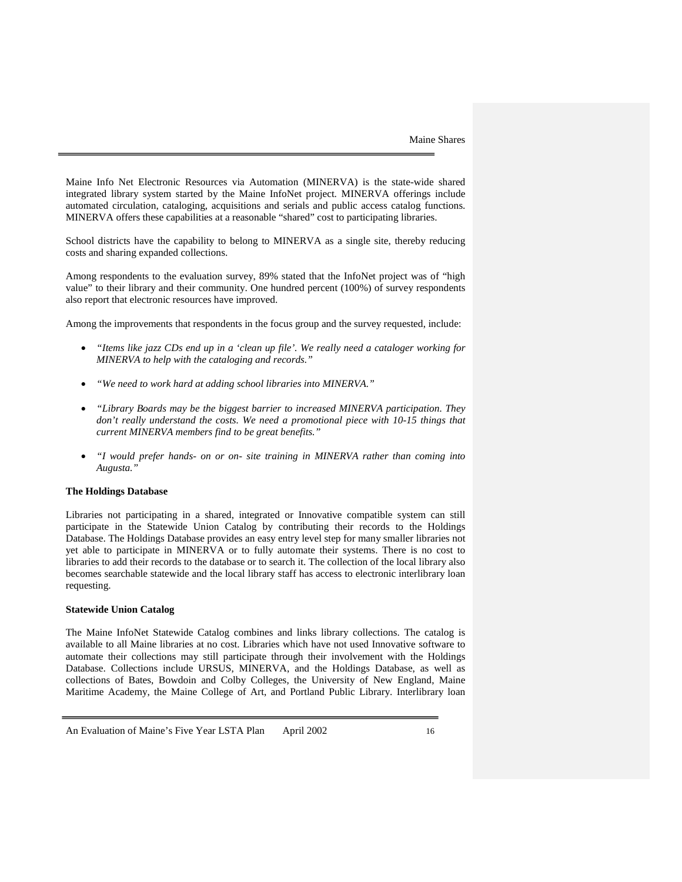Maine Info Net Electronic Resources via Automation (MINERVA) is the state-wide shared integrated library system started by the Maine InfoNet project. MINERVA offerings include automated circulation, cataloging, acquisitions and serials and public access catalog functions. MINERVA offers these capabilities at a reasonable "shared" cost to participating libraries.

School districts have the capability to belong to MINERVA as a single site, thereby reducing costs and sharing expanded collections.

Among respondents to the evaluation survey, 89% stated that the InfoNet project was of "high value" to their library and their community. One hundred percent (100%) of survey respondents also report that electronic resources have improved.

Among the improvements that respondents in the focus group and the survey requested, include:

- *"Items like jazz CDs end up in a 'clean up file'. We really need a cataloger working for MINERVA to help with the cataloging and records."*
- *"We need to work hard at adding school libraries into MINERVA."*
- *"Library Boards may be the biggest barrier to increased MINERVA participation. They don't really understand the costs. We need a promotional piece with 10-15 things that current MINERVA members find to be great benefits."*
- *"I would prefer hands- on or on- site training in MINERVA rather than coming into Augusta."*

**The Holdings Database**

Libraries not participating in a shared, integrated or Innovative compatible system can still participate in the Statewide Union Catalog by contributing their records to the Holdings Database. The Holdings Database provides an easy entry level step for many smaller libraries not yet able to participate in MINERVA or to fully automate their systems. There is no cost to libraries to add their records to the database or to search it. The collection of the local library also becomes searchable statewide and the local library staff has access to electronic interlibrary loan requesting.

**Statewide Union Catalog**

The Maine InfoNet Statewide Catalog combines and links library collections. The catalog is available to all Maine libraries at no cost. Libraries which have not used Innovative software to automate their collections may still participate through their involvement with the Holdings Database. Collections include URSUS, MINERVA, and the Holdings Database, as well as collections of Bates, Bowdoin and Colby Colleges, the University of New England, Maine Maritime Academy, the Maine College of Art, and Portland Public Library. Interlibrary loan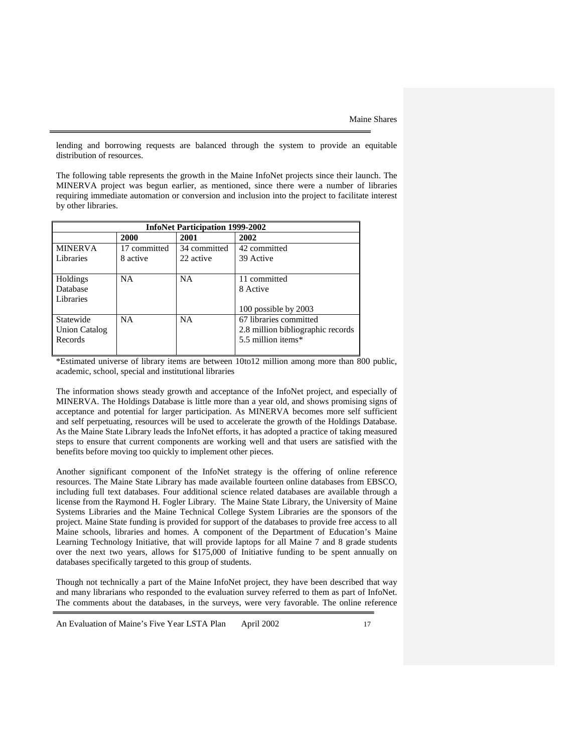lending and borrowing requests are balanced through the system to provide an equitable distribution of resources.

The following table represents the growth in the Maine InfoNet projects since their launch. The MINERVA project was begun earlier, as mentioned, since there were a number of libraries requiring immediate automation or conversion and inclusion into the project to facilitate interest by other libraries.

| InfoNet Participation 1999-2002 | | | |
|---|---|---|---|
| | **2000** | **2001** | **2002** |
| MINERVA Libraries | 17 committed<br>8 active | 34 committed<br>22 active | 42 committed<br>39 Active |
| Holdings Database Libraries | NA | NA | 11 committed<br>8 Active<br><br>100 possible by 2003 |
| Statewide Union Catalog Records | NA | NA | 67 libraries committed<br>2.8 million bibliographic records<br>5.5 million items* |

*Estimated universe of library items are between 10to12 million among more than 800 public, academic, school, special and institutional libraries

The information shows steady growth and acceptance of the InfoNet project, and especially of MINERVA. The Holdings Database is little more than a year old, and shows promising signs of acceptance and potential for larger participation. As MINERVA becomes more self sufficient and self perpetuating, resources will be used to accelerate the growth of the Holdings Database. As the Maine State Library leads the InfoNet efforts, it has adopted a practice of taking measured steps to ensure that current components are working well and that users are satisfied with the benefits before moving too quickly to implement other pieces.

Another significant component of the InfoNet strategy is the offering of online reference resources. The Maine State Library has made available fourteen online databases from EBSCO, including full text databases. Four additional science related databases are available through a license from the Raymond H. Fogler Library. The Maine State Library, the University of Maine Systems Libraries and the Maine Technical College System Libraries are the sponsors of the project. Maine State funding is provided for support of the databases to provide free access to all Maine schools, libraries and homes. A component of the Department of Education's Maine Learning Technology Initiative, that will provide laptops for all Maine 7 and 8 grade students over the next two years, allows for $175,000 of Initiative funding to be spent annually on databases specifically targeted to this group of students.

Though not technically a part of the Maine InfoNet project, they have been described that way and many librarians who responded to the evaluation survey referred to them as part of InfoNet. The comments about the databases, in the surveys, were very favorable. The online reference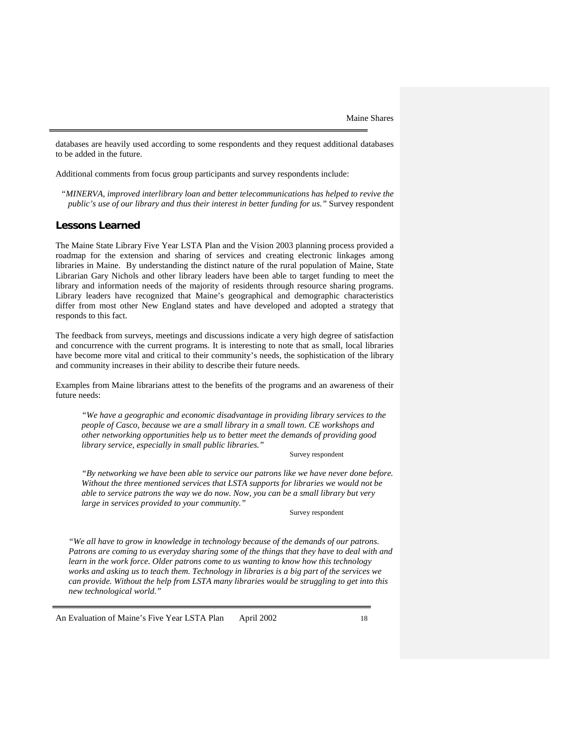databases are heavily used according to some respondents and they request additional databases to be added in the future.

Additional comments from focus group participants and survey respondents include:

*"MINERVA, improved interlibrary loan and better telecommunications has helped to revive the public's use of our library and thus their interest in better funding for us."* Survey respondent

## Lessons Learned

The Maine State Library Five Year LSTA Plan and the Vision 2003 planning process provided a roadmap for the extension and sharing of services and creating electronic linkages among libraries in Maine. By understanding the distinct nature of the rural population of Maine, State Librarian Gary Nichols and other library leaders have been able to target funding to meet the library and information needs of the majority of residents through resource sharing programs. Library leaders have recognized that Maine's geographical and demographic characteristics differ from most other New England states and have developed and adopted a strategy that responds to this fact.

The feedback from surveys, meetings and discussions indicate a very high degree of satisfaction and concurrence with the current programs. It is interesting to note that as small, local libraries have become more vital and critical to their community's needs, the sophistication of the library and community increases in their ability to describe their future needs.

Examples from Maine librarians attest to the benefits of the programs and an awareness of their future needs:

*"We have a geographic and economic disadvantage in providing library services to the people of Casco, because we are a small library in a small town. CE workshops and other networking opportunities help us to better meet the demands of providing good library service, especially in small public libraries."*

Survey respondent

*"By networking we have been able to service our patrons like we have never done before. Without the three mentioned services that LSTA supports for libraries we would not be able to service patrons the way we do now. Now, you can be a small library but very large in services provided to your community."*

Survey respondent

*"We all have to grow in knowledge in technology because of the demands of our patrons. Patrons are coming to us everyday sharing some of the things that they have to deal with and learn in the work force. Older patrons come to us wanting to know how this technology works and asking us to teach them. Technology in libraries is a big part of the services we can provide. Without the help from LSTA many libraries would be struggling to get into this new technological world."*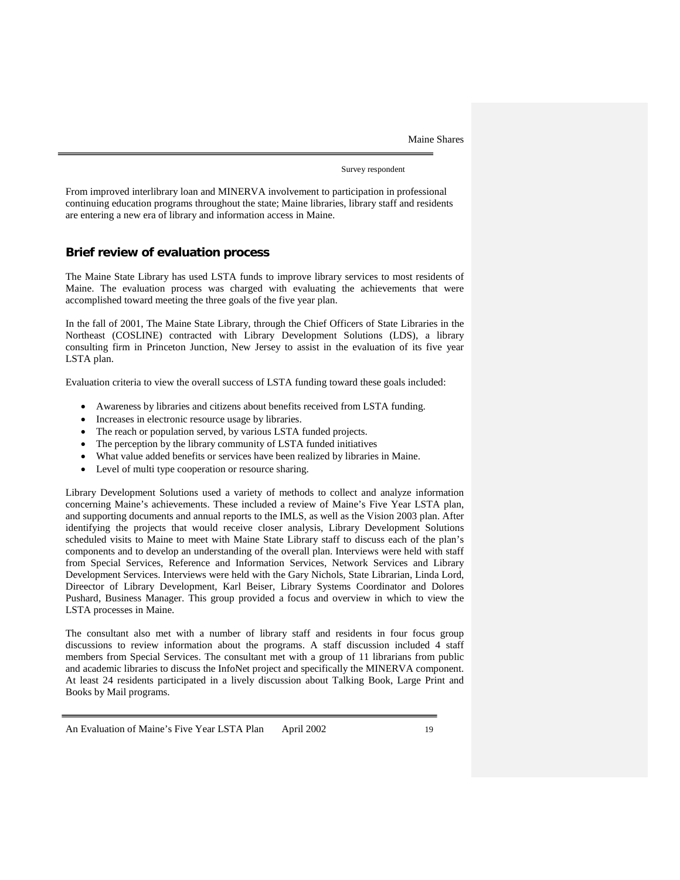Survey respondent

From improved interlibrary loan and MINERVA involvement to participation in professional continuing education programs throughout the state; Maine libraries, library staff and residents are entering a new era of library and information access in Maine.

## Brief review of evaluation process

The Maine State Library has used LSTA funds to improve library services to most residents of Maine. The evaluation process was charged with evaluating the achievements that were accomplished toward meeting the three goals of the five year plan.

In the fall of 2001, The Maine State Library, through the Chief Officers of State Libraries in the Northeast (COSLINE) contracted with Library Development Solutions (LDS), a library consulting firm in Princeton Junction, New Jersey to assist in the evaluation of its five year LSTA plan.

Evaluation criteria to view the overall success of LSTA funding toward these goals included:

- Awareness by libraries and citizens about benefits received from LSTA funding.
- Increases in electronic resource usage by libraries.
- The reach or population served, by various LSTA funded projects.
- The perception by the library community of LSTA funded initiatives
- What value added benefits or services have been realized by libraries in Maine.
- Level of multi type cooperation or resource sharing.

Library Development Solutions used a variety of methods to collect and analyze information concerning Maine's achievements. These included a review of Maine's Five Year LSTA plan, and supporting documents and annual reports to the IMLS, as well as the Vision 2003 plan. After identifying the projects that would receive closer analysis, Library Development Solutions scheduled visits to Maine to meet with Maine State Library staff to discuss each of the plan's components and to develop an understanding of the overall plan. Interviews were held with staff from Special Services, Reference and Information Services, Network Services and Library Development Services. Interviews were held with the Gary Nichols, State Librarian, Linda Lord, Direector of Library Development, Karl Beiser, Library Systems Coordinator and Dolores Pushard, Business Manager. This group provided a focus and overview in which to view the LSTA processes in Maine.

The consultant also met with a number of library staff and residents in four focus group discussions to review information about the programs. A staff discussion included 4 staff members from Special Services. The consultant met with a group of 11 librarians from public and academic libraries to discuss the InfoNet project and specifically the MINERVA component. At least 24 residents participated in a lively discussion about Talking Book, Large Print and Books by Mail programs.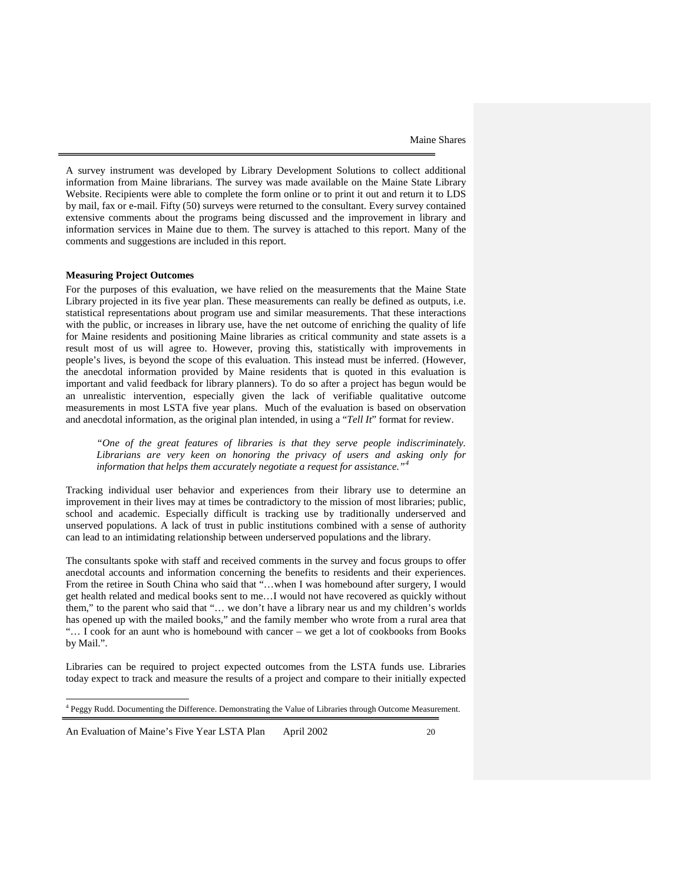A survey instrument was developed by Library Development Solutions to collect additional information from Maine librarians. The survey was made available on the Maine State Library Website. Recipients were able to complete the form online or to print it out and return it to LDS by mail, fax or e-mail. Fifty (50) surveys were returned to the consultant. Every survey contained extensive comments about the programs being discussed and the improvement in library and information services in Maine due to them. The survey is attached to this report. Many of the comments and suggestions are included in this report.

**Measuring Project Outcomes**

For the purposes of this evaluation, we have relied on the measurements that the Maine State Library projected in its five year plan. These measurements can really be defined as outputs, i.e. statistical representations about program use and similar measurements. That these interactions with the public, or increases in library use, have the net outcome of enriching the quality of life for Maine residents and positioning Maine libraries as critical community and state assets is a result most of us will agree to. However, proving this, statistically with improvements in people's lives, is beyond the scope of this evaluation. This instead must be inferred. (However, the anecdotal information provided by Maine residents that is quoted in this evaluation is important and valid feedback for library planners). To do so after a project has begun would be an unrealistic intervention, especially given the lack of verifiable qualitative outcome measurements in most LSTA five year plans. Much of the evaluation is based on observation and anecdotal information, as the original plan intended, in using a "*Tell It*" format for review.

> *"One of the great features of libraries is that they serve people indiscriminately. Librarians are very keen on honoring the privacy of users and asking only for information that helps them accurately negotiate a request for assistance."*[4]

Tracking individual user behavior and experiences from their library use to determine an improvement in their lives may at times be contradictory to the mission of most libraries; public, school and academic. Especially difficult is tracking use by traditionally underserved and unserved populations. A lack of trust in public institutions combined with a sense of authority can lead to an intimidating relationship between underserved populations and the library.

The consultants spoke with staff and received comments in the survey and focus groups to offer anecdotal accounts and information concerning the benefits to residents and their experiences. From the retiree in South China who said that "…when I was homebound after surgery, I would get health related and medical books sent to me…I would not have recovered as quickly without them," to the parent who said that "… we don't have a library near us and my children's worlds has opened up with the mailed books," and the family member who wrote from a rural area that "… I cook for an aunt who is homebound with cancer – we get a lot of cookbooks from Books by Mail.".

Libraries can be required to project expected outcomes from the LSTA funds use. Libraries today expect to track and measure the results of a project and compare to their initially expected

---

[4] Peggy Rudd. Documenting the Difference. Demonstrating the Value of Libraries through Outcome Measurement.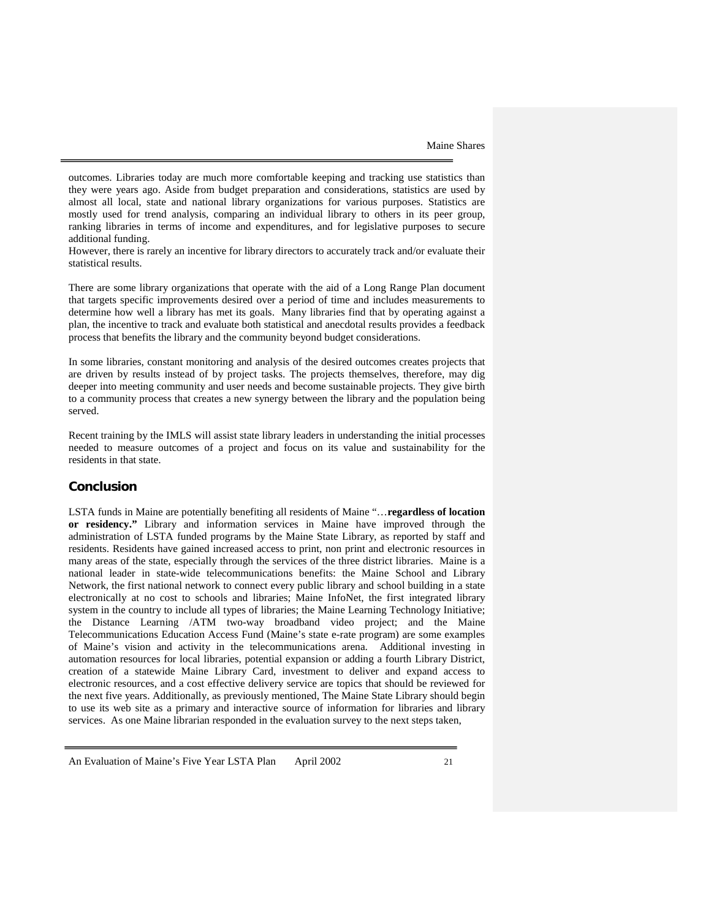outcomes. Libraries today are much more comfortable keeping and tracking use statistics than they were years ago. Aside from budget preparation and considerations, statistics are used by almost all local, state and national library organizations for various purposes. Statistics are mostly used for trend analysis, comparing an individual library to others in its peer group, ranking libraries in terms of income and expenditures, and for legislative purposes to secure additional funding.
However, there is rarely an incentive for library directors to accurately track and/or evaluate their statistical results.

There are some library organizations that operate with the aid of a Long Range Plan document that targets specific improvements desired over a period of time and includes measurements to determine how well a library has met its goals. Many libraries find that by operating against a plan, the incentive to track and evaluate both statistical and anecdotal results provides a feedback process that benefits the library and the community beyond budget considerations.

In some libraries, constant monitoring and analysis of the desired outcomes creates projects that are driven by results instead of by project tasks. The projects themselves, therefore, may dig deeper into meeting community and user needs and become sustainable projects. They give birth to a community process that creates a new synergy between the library and the population being served.

Recent training by the IMLS will assist state library leaders in understanding the initial processes needed to measure outcomes of a project and focus on its value and sustainability for the residents in that state.

## Conclusion

LSTA funds in Maine are potentially benefiting all residents of Maine "…**regardless of location or residency."** Library and information services in Maine have improved through the administration of LSTA funded programs by the Maine State Library, as reported by staff and residents. Residents have gained increased access to print, non print and electronic resources in many areas of the state, especially through the services of the three district libraries. Maine is a national leader in state-wide telecommunications benefits: the Maine School and Library Network, the first national network to connect every public library and school building in a state electronically at no cost to schools and libraries; Maine InfoNet, the first integrated library system in the country to include all types of libraries; the Maine Learning Technology Initiative; the Distance Learning /ATM two-way broadband video project; and the Maine Telecommunications Education Access Fund (Maine's state e-rate program) are some examples of Maine's vision and activity in the telecommunications arena. Additional investing in automation resources for local libraries, potential expansion or adding a fourth Library District, creation of a statewide Maine Library Card, investment to deliver and expand access to electronic resources, and a cost effective delivery service are topics that should be reviewed for the next five years. Additionally, as previously mentioned, The Maine State Library should begin to use its web site as a primary and interactive source of information for libraries and library services. As one Maine librarian responded in the evaluation survey to the next steps taken,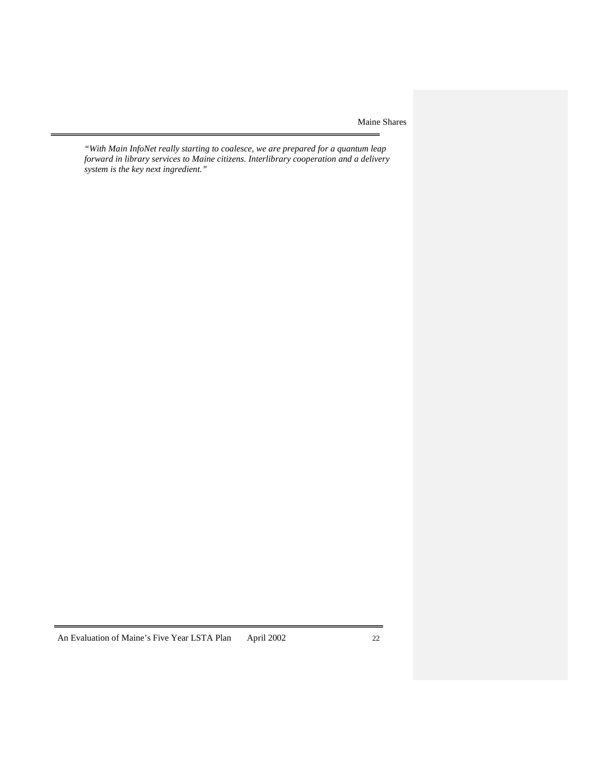*"With Main InfoNet really starting to coalesce, we are prepared for a quantum leap forward in library services to Maine citizens. Interlibrary cooperation and a delivery system is the key next ingredient."*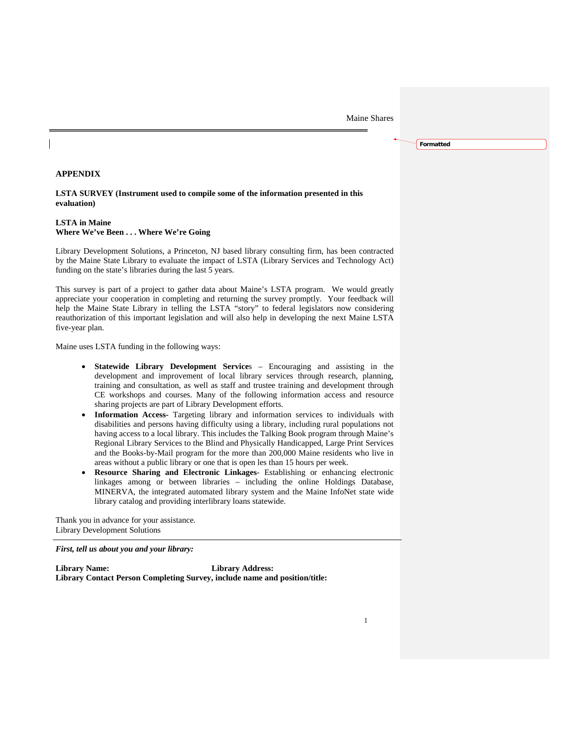## APPENDIX

**LSTA SURVEY (Instrument used to compile some of the information presented in this evaluation)**

**LSTA in Maine**
**Where We've Been . . . Where We're Going**

Library Development Solutions, a Princeton, NJ based library consulting firm, has been contracted by the Maine State Library to evaluate the impact of LSTA (Library Services and Technology Act) funding on the state's libraries during the last 5 years.

This survey is part of a project to gather data about Maine's LSTA program. We would greatly appreciate your cooperation in completing and returning the survey promptly. Your feedback will help the Maine State Library in telling the LSTA "story" to federal legislators now considering reauthorization of this important legislation and will also help in developing the next Maine LSTA five-year plan.

Maine uses LSTA funding in the following ways:

- **Statewide Library Development Services** – Encouraging and assisting in the development and improvement of local library services through research, planning, training and consultation, as well as staff and trustee training and development through CE workshops and courses. Many of the following information access and resource sharing projects are part of Library Development efforts.
- **Information Access-** Targeting library and information services to individuals with disabilities and persons having difficulty using a library, including rural populations not having access to a local library. This includes the Talking Book program through Maine's Regional Library Services to the Blind and Physically Handicapped, Large Print Services and the Books-by-Mail program for the more than 200,000 Maine residents who live in areas without a public library or one that is open les than 15 hours per week.
- **Resource Sharing and Electronic Linkages**- Establishing or enhancing electronic linkages among or between libraries – including the online Holdings Database, MINERVA, the integrated automated library system and the Maine InfoNet state wide library catalog and providing interlibrary loans statewide.

Thank you in advance for your assistance.
Library Development Solutions

---

***First, tell us about you and your library:***

**Library Name:** **Library Address:**
**Library Contact Person Completing Survey, include name and position/title:**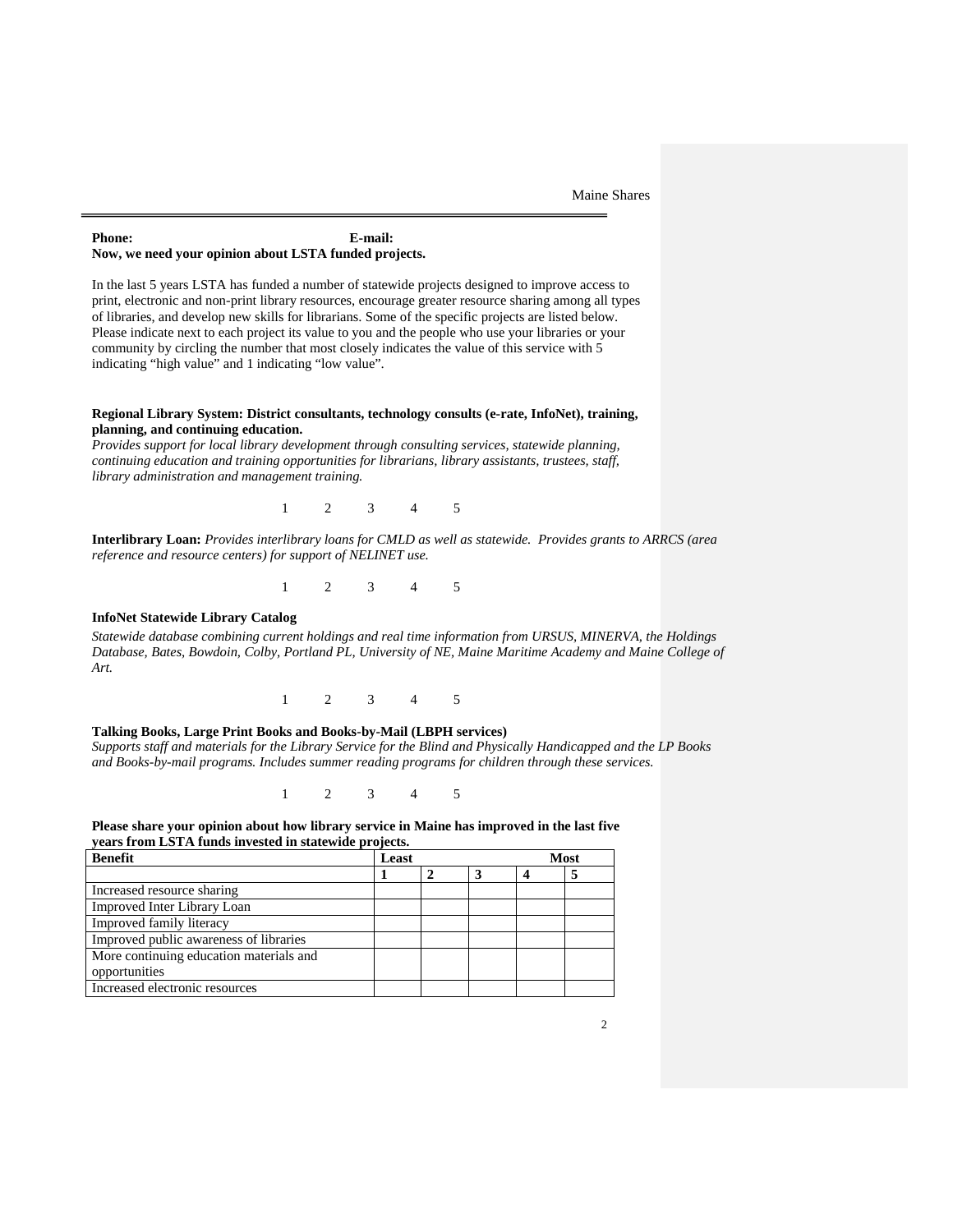**Phone:** **E-mail:**

**Now, we need your opinion about LSTA funded projects.**

In the last 5 years LSTA has funded a number of statewide projects designed to improve access to print, electronic and non-print library resources, encourage greater resource sharing among all types of libraries, and develop new skills for librarians. Some of the specific projects are listed below. Please indicate next to each project its value to you and the people who use your libraries or your community by circling the number that most closely indicates the value of this service with 5 indicating "high value" and 1 indicating "low value".

**Regional Library System: District consultants, technology consults (e-rate, InfoNet), training, planning, and continuing education.**
*Provides support for local library development through consulting services, statewide planning, continuing education and training opportunities for librarians, library assistants, trustees, staff, library administration and management training.*

1 2 3 4 5

**Interlibrary Loan:** *Provides interlibrary loans for CMLD as well as statewide. Provides grants to ARRCS (area reference and resource centers) for support of NELINET use.*

1 2 3 4 5

**InfoNet Statewide Library Catalog**

*Statewide database combining current holdings and real time information from URSUS, MINERVA, the Holdings Database, Bates, Bowdoin, Colby, Portland PL, University of NE, Maine Maritime Academy and Maine College of Art.*

1 2 3 4 5

**Talking Books, Large Print Books and Books-by-Mail (LBPH services)**
*Supports staff and materials for the Library Service for the Blind and Physically Handicapped and the LP Books and Books-by-mail programs. Includes summer reading programs for children through these services.*

1 2 3 4 5

**Please share your opinion about how library service in Maine has improved in the last five years from LSTA funds invested in statewide projects.**

| Benefit | Least | | | | Most |
|---|---|---|---|---|---|
| | 1 | 2 | 3 | 4 | 5 |
| Increased resource sharing | | | | | |
| Improved Inter Library Loan | | | | | |
| Improved family literacy | | | | | |
| Improved public awareness of libraries | | | | | |
| More continuing education materials and opportunities | | | | | |
| Increased electronic resources | | | | | |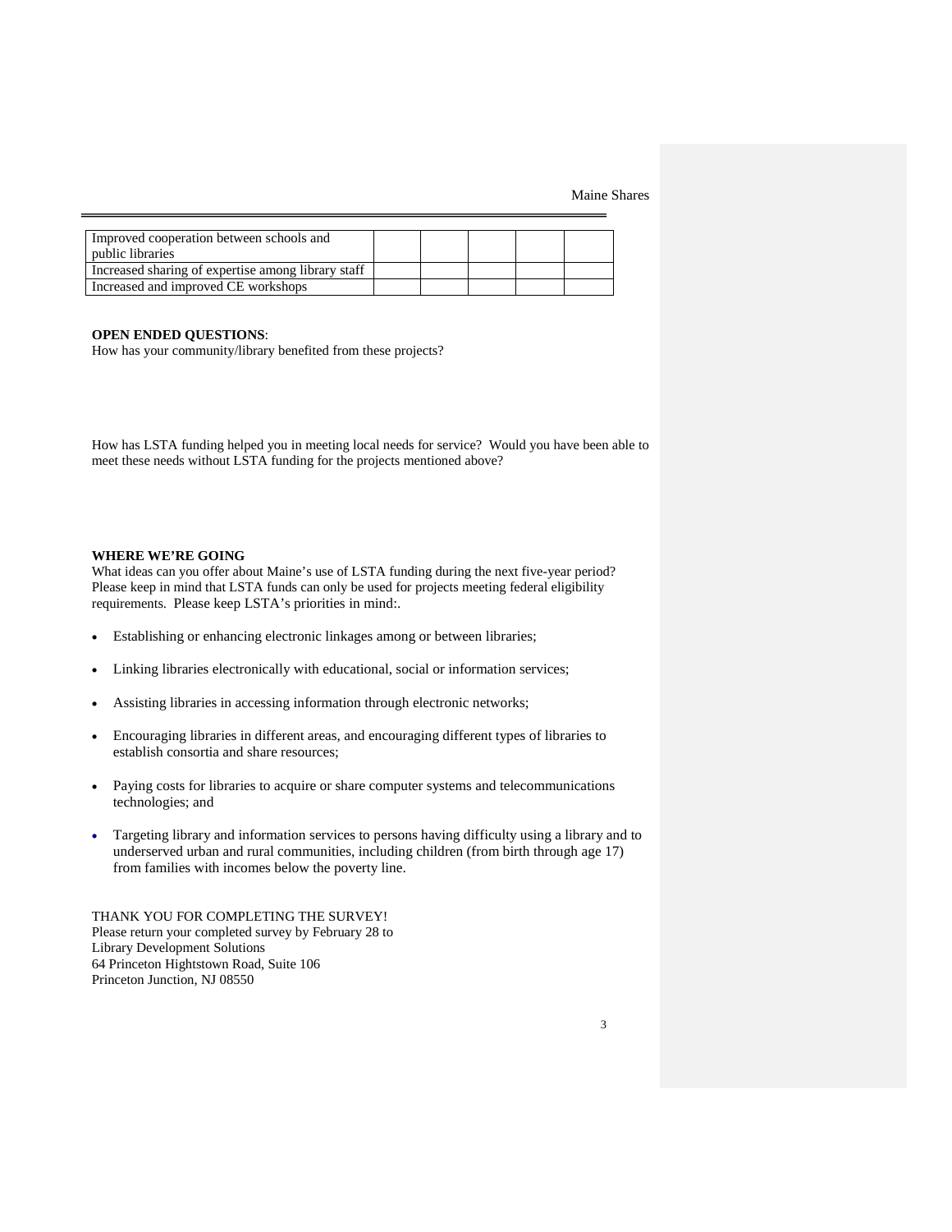| | | | | | |
|---|---|---|---|---|---|
| Improved cooperation between schools and public libraries | | | | | |
| Increased sharing of expertise among library staff | | | | | |
| Increased and improved CE workshops | | | | | |

**OPEN ENDED QUESTIONS**:

How has your community/library benefited from these projects?

How has LSTA funding helped you in meeting local needs for service? Would you have been able to meet these needs without LSTA funding for the projects mentioned above?

**WHERE WE'RE GOING**

What ideas can you offer about Maine's use of LSTA funding during the next five-year period? Please keep in mind that LSTA funds can only be used for projects meeting federal eligibility requirements. Please keep LSTA's priorities in mind:.

- Establishing or enhancing electronic linkages among or between libraries;
- Linking libraries electronically with educational, social or information services;
- Assisting libraries in accessing information through electronic networks;
- Encouraging libraries in different areas, and encouraging different types of libraries to establish consortia and share resources;
- Paying costs for libraries to acquire or share computer systems and telecommunications technologies; and
- Targeting library and information services to persons having difficulty using a library and to underserved urban and rural communities, including children (from birth through age 17) from families with incomes below the poverty line.

THANK YOU FOR COMPLETING THE SURVEY!
Please return your completed survey by February 28 to
Library Development Solutions
64 Princeton Hightstown Road, Suite 106
Princeton Junction, NJ 08550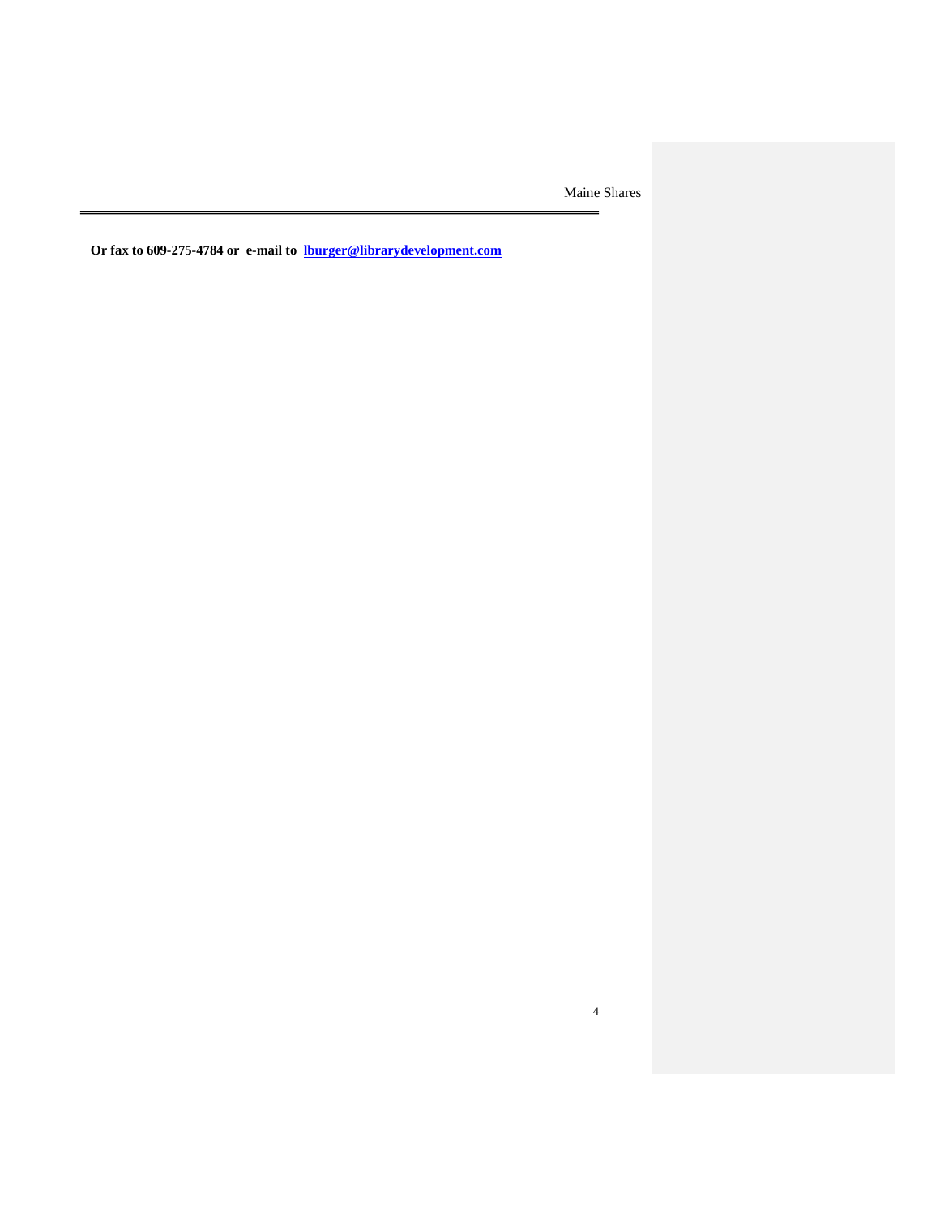**Or fax to 609-275-4784 or e-mail to [lburger@librarydevelopment.com](mailto:lburger@librarydevelopment.com)**